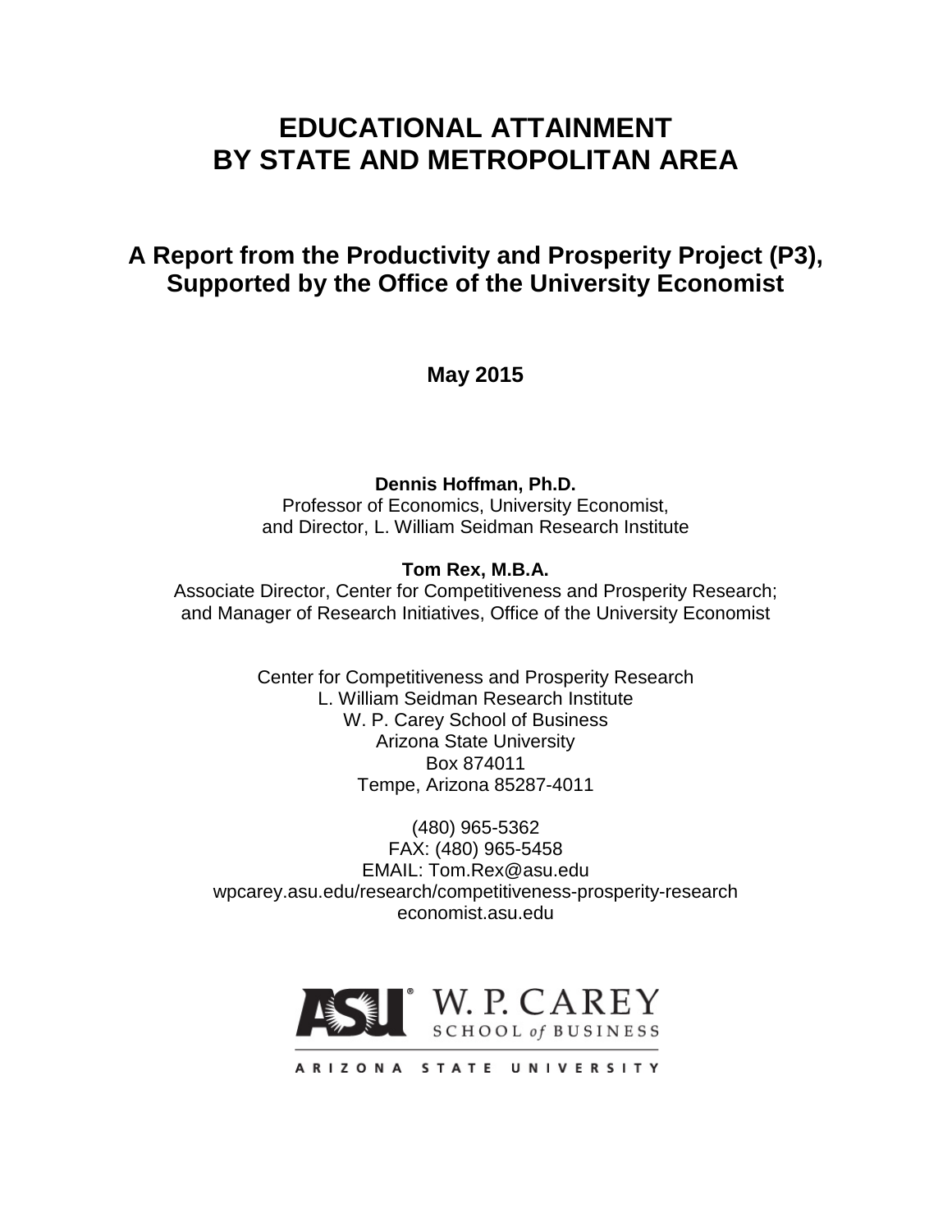# EDUCATIONAL ATTAINMENT BY STATE AND METROPOLITAN AREA

## A Report from the Productivity and Prosperity Project (P3), Supported by the Office of the University Economist

**May 2015**

**Dennis Hoffman, Ph.D.**
Professor of Economics, University Economist,
and Director, L. William Seidman Research Institute

**Tom Rex, M.B.A.**
Associate Director, Center for Competitiveness and Prosperity Research;
and Manager of Research Initiatives, Office of the University Economist

Center for Competitiveness and Prosperity Research
L. William Seidman Research Institute
W. P. Carey School of Business
Arizona State University
Box 874011
Tempe, Arizona 85287-4011

(480) 965-5362
FAX: (480) 965-5458
EMAIL: Tom.Rex@asu.edu
wpcarey.asu.edu/research/competitiveness-prosperity-research
economist.asu.edu

ASU W. P. CAREY SCHOOL of BUSINESS
ARIZONA STATE UNIVERSITY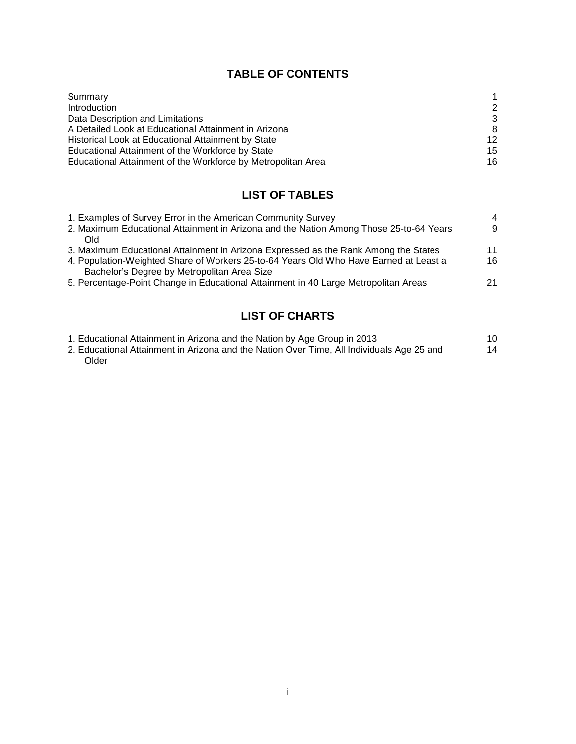## TABLE OF CONTENTS

| | |
|---|---|
| Summary | 1 |
| Introduction | 2 |
| Data Description and Limitations | 3 |
| A Detailed Look at Educational Attainment in Arizona | 8 |
| Historical Look at Educational Attainment by State | 12 |
| Educational Attainment of the Workforce by State | 15 |
| Educational Attainment of the Workforce by Metropolitan Area | 16 |

## LIST OF TABLES

| | |
|---|---|
| 1. Examples of Survey Error in the American Community Survey | 4 |
| 2. Maximum Educational Attainment in Arizona and the Nation Among Those 25-to-64 Years Old | 9 |
| 3. Maximum Educational Attainment in Arizona Expressed as the Rank Among the States | 11 |
| 4. Population-Weighted Share of Workers 25-to-64 Years Old Who Have Earned at Least a Bachelor's Degree by Metropolitan Area Size | 16 |
| 5. Percentage-Point Change in Educational Attainment in 40 Large Metropolitan Areas | 21 |

## LIST OF CHARTS

| | |
|---|---|
| 1. Educational Attainment in Arizona and the Nation by Age Group in 2013 | 10 |
| 2. Educational Attainment in Arizona and the Nation Over Time, All Individuals Age 25 and Older | 14 |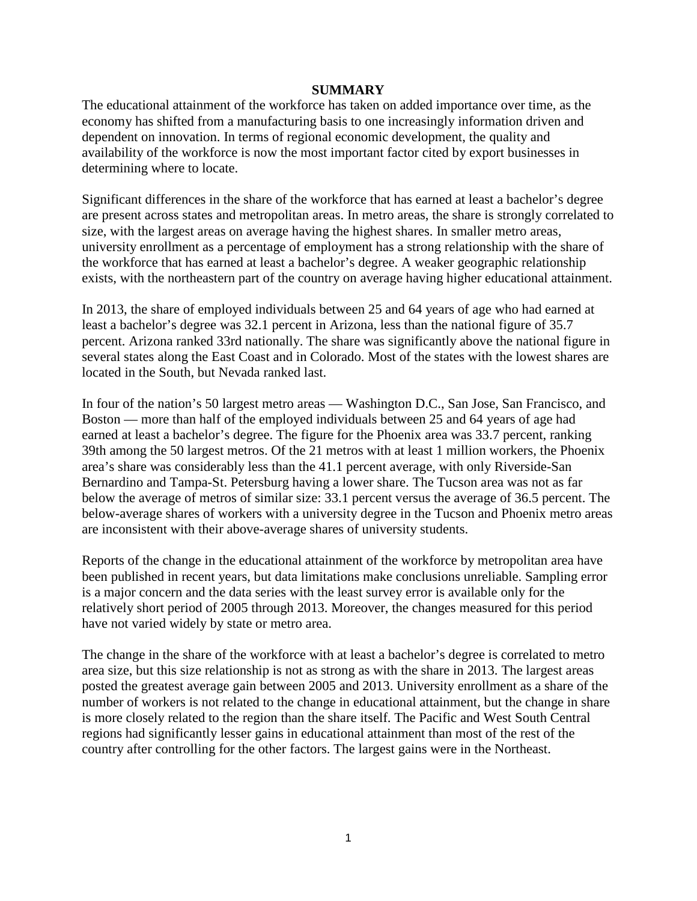## SUMMARY

The educational attainment of the workforce has taken on added importance over time, as the economy has shifted from a manufacturing basis to one increasingly information driven and dependent on innovation. In terms of regional economic development, the quality and availability of the workforce is now the most important factor cited by export businesses in determining where to locate.

Significant differences in the share of the workforce that has earned at least a bachelor's degree are present across states and metropolitan areas. In metro areas, the share is strongly correlated to size, with the largest areas on average having the highest shares. In smaller metro areas, university enrollment as a percentage of employment has a strong relationship with the share of the workforce that has earned at least a bachelor's degree. A weaker geographic relationship exists, with the northeastern part of the country on average having higher educational attainment.

In 2013, the share of employed individuals between 25 and 64 years of age who had earned at least a bachelor's degree was 32.1 percent in Arizona, less than the national figure of 35.7 percent. Arizona ranked 33rd nationally. The share was significantly above the national figure in several states along the East Coast and in Colorado. Most of the states with the lowest shares are located in the South, but Nevada ranked last.

In four of the nation's 50 largest metro areas — Washington D.C., San Jose, San Francisco, and Boston — more than half of the employed individuals between 25 and 64 years of age had earned at least a bachelor's degree. The figure for the Phoenix area was 33.7 percent, ranking 39th among the 50 largest metros. Of the 21 metros with at least 1 million workers, the Phoenix area's share was considerably less than the 41.1 percent average, with only Riverside-San Bernardino and Tampa-St. Petersburg having a lower share. The Tucson area was not as far below the average of metros of similar size: 33.1 percent versus the average of 36.5 percent. The below-average shares of workers with a university degree in the Tucson and Phoenix metro areas are inconsistent with their above-average shares of university students.

Reports of the change in the educational attainment of the workforce by metropolitan area have been published in recent years, but data limitations make conclusions unreliable. Sampling error is a major concern and the data series with the least survey error is available only for the relatively short period of 2005 through 2013. Moreover, the changes measured for this period have not varied widely by state or metro area.

The change in the share of the workforce with at least a bachelor's degree is correlated to metro area size, but this size relationship is not as strong as with the share in 2013. The largest areas posted the greatest average gain between 2005 and 2013. University enrollment as a share of the number of workers is not related to the change in educational attainment, but the change in share is more closely related to the region than the share itself. The Pacific and West South Central regions had significantly lesser gains in educational attainment than most of the rest of the country after controlling for the other factors. The largest gains were in the Northeast.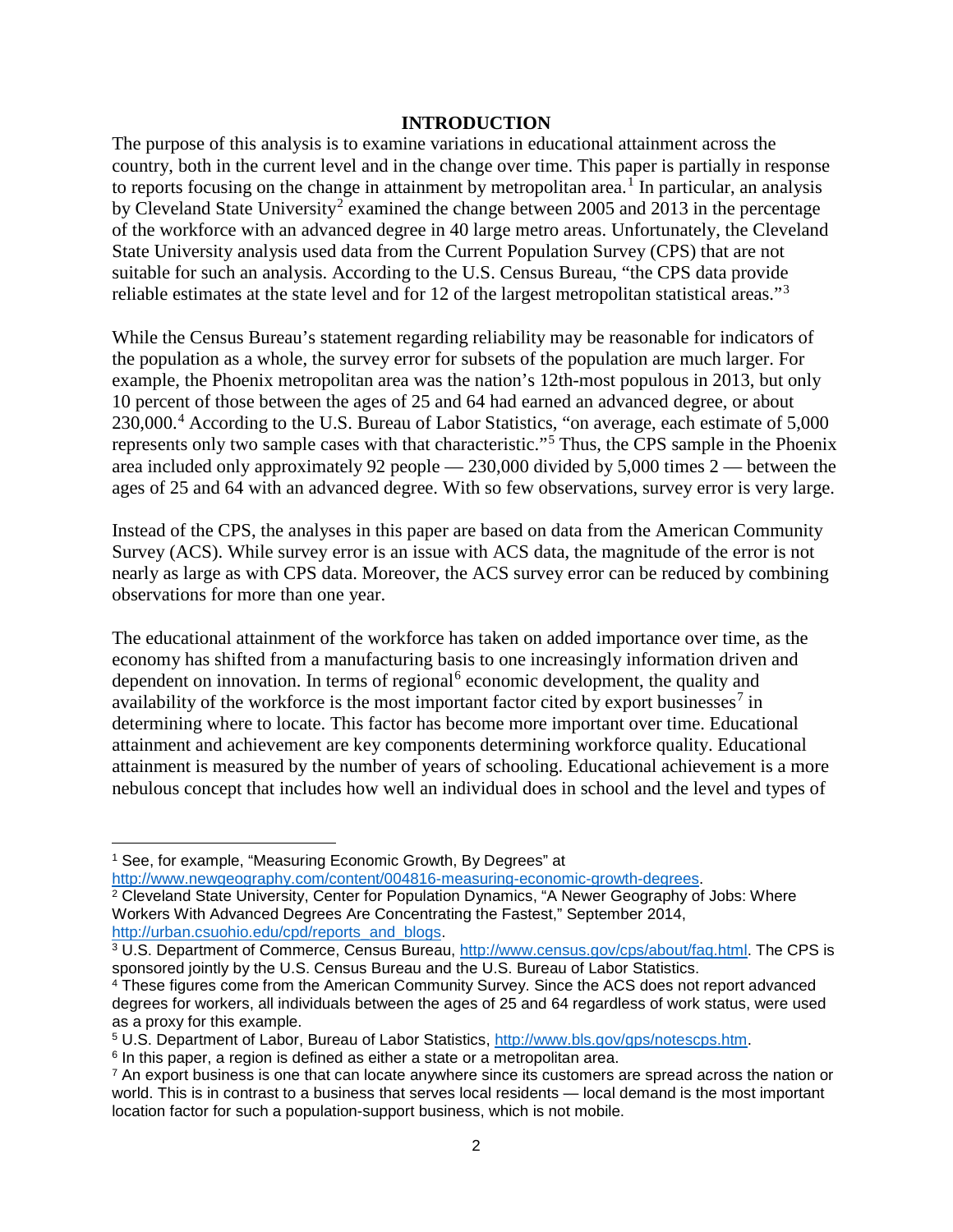## INTRODUCTION

The purpose of this analysis is to examine variations in educational attainment across the country, both in the current level and in the change over time. This paper is partially in response to reports focusing on the change in attainment by metropolitan area.[1] In particular, an analysis by Cleveland State University[2] examined the change between 2005 and 2013 in the percentage of the workforce with an advanced degree in 40 large metro areas. Unfortunately, the Cleveland State University analysis used data from the Current Population Survey (CPS) that are not suitable for such an analysis. According to the U.S. Census Bureau, "the CPS data provide reliable estimates at the state level and for 12 of the largest metropolitan statistical areas."[3]

While the Census Bureau's statement regarding reliability may be reasonable for indicators of the population as a whole, the survey error for subsets of the population are much larger. For example, the Phoenix metropolitan area was the nation's 12th-most populous in 2013, but only 10 percent of those between the ages of 25 and 64 had earned an advanced degree, or about 230,000.[4] According to the U.S. Bureau of Labor Statistics, "on average, each estimate of 5,000 represents only two sample cases with that characteristic."[5] Thus, the CPS sample in the Phoenix area included only approximately 92 people — 230,000 divided by 5,000 times 2 — between the ages of 25 and 64 with an advanced degree. With so few observations, survey error is very large.

Instead of the CPS, the analyses in this paper are based on data from the American Community Survey (ACS). While survey error is an issue with ACS data, the magnitude of the error is not nearly as large as with CPS data. Moreover, the ACS survey error can be reduced by combining observations for more than one year.

The educational attainment of the workforce has taken on added importance over time, as the economy has shifted from a manufacturing basis to one increasingly information driven and dependent on innovation. In terms of regional[6] economic development, the quality and availability of the workforce is the most important factor cited by export businesses[7] in determining where to locate. This factor has become more important over time. Educational attainment and achievement are key components determining workforce quality. Educational attainment is measured by the number of years of schooling. Educational achievement is a more nebulous concept that includes how well an individual does in school and the level and types of

---

[1] See, for example, "Measuring Economic Growth, By Degrees" at http://www.newgeography.com/content/004816-measuring-economic-growth-degrees.

[2] Cleveland State University, Center for Population Dynamics, "A Newer Geography of Jobs: Where Workers With Advanced Degrees Are Concentrating the Fastest," September 2014, http://urban.csuohio.edu/cpd/reports_and_blogs.

[3] U.S. Department of Commerce, Census Bureau, http://www.census.gov/cps/about/faq.html. The CPS is sponsored jointly by the U.S. Census Bureau and the U.S. Bureau of Labor Statistics.

[4] These figures come from the American Community Survey. Since the ACS does not report advanced degrees for workers, all individuals between the ages of 25 and 64 regardless of work status, were used as a proxy for this example.

[5] U.S. Department of Labor, Bureau of Labor Statistics, http://www.bls.gov/gps/notescps.htm.

[6] In this paper, a region is defined as either a state or a metropolitan area.

[7] An export business is one that can locate anywhere since its customers are spread across the nation or world. This is in contrast to a business that serves local residents — local demand is the most important location factor for such a population-support business, which is not mobile.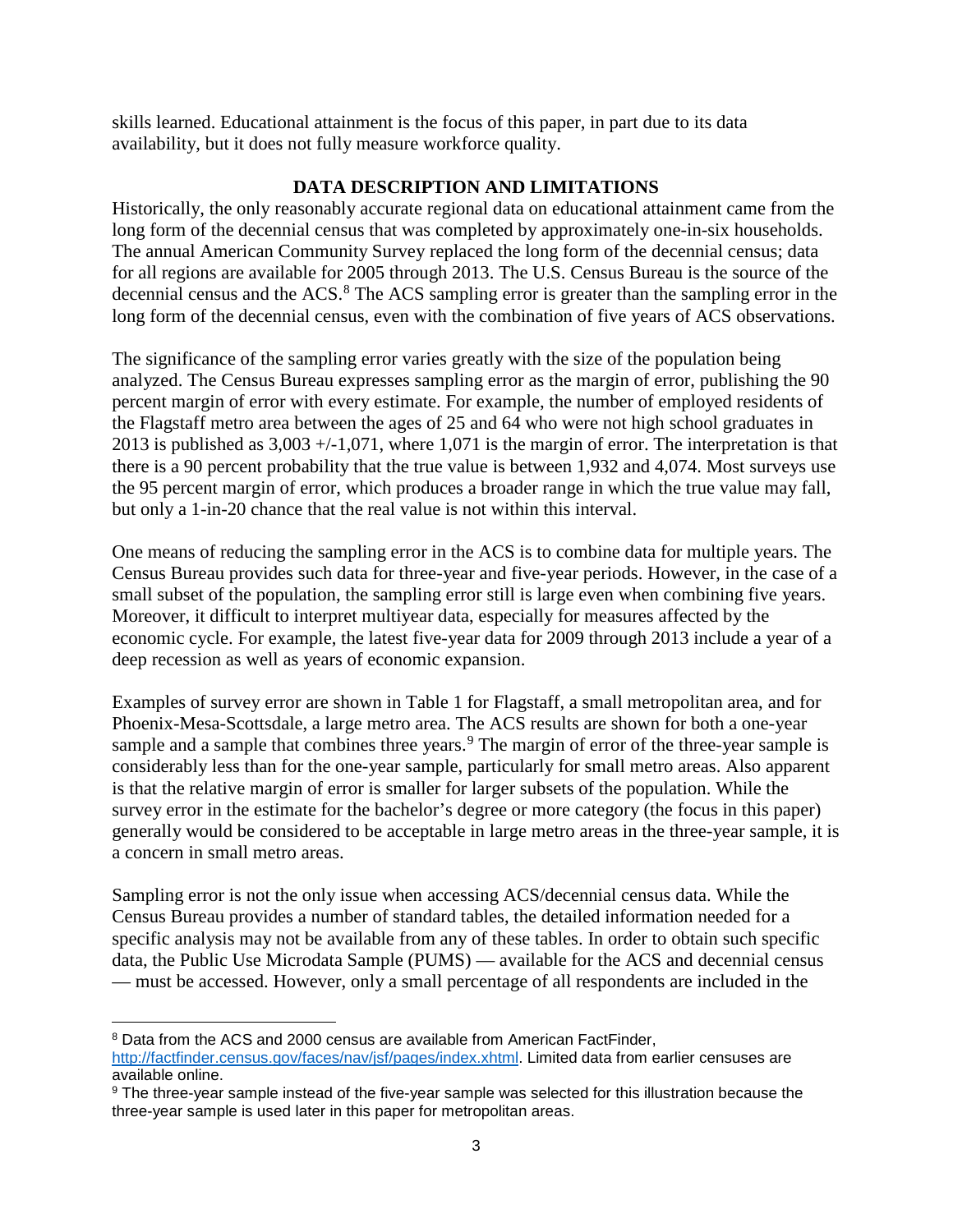skills learned. Educational attainment is the focus of this paper, in part due to its data availability, but it does not fully measure workforce quality.

## DATA DESCRIPTION AND LIMITATIONS

Historically, the only reasonably accurate regional data on educational attainment came from the long form of the decennial census that was completed by approximately one-in-six households. The annual American Community Survey replaced the long form of the decennial census; data for all regions are available for 2005 through 2013. The U.S. Census Bureau is the source of the decennial census and the ACS.[8] The ACS sampling error is greater than the sampling error in the long form of the decennial census, even with the combination of five years of ACS observations.

The significance of the sampling error varies greatly with the size of the population being analyzed. The Census Bureau expresses sampling error as the margin of error, publishing the 90 percent margin of error with every estimate. For example, the number of employed residents of the Flagstaff metro area between the ages of 25 and 64 who were not high school graduates in 2013 is published as 3,003 +/-1,071, where 1,071 is the margin of error. The interpretation is that there is a 90 percent probability that the true value is between 1,932 and 4,074. Most surveys use the 95 percent margin of error, which produces a broader range in which the true value may fall, but only a 1-in-20 chance that the real value is not within this interval.

One means of reducing the sampling error in the ACS is to combine data for multiple years. The Census Bureau provides such data for three-year and five-year periods. However, in the case of a small subset of the population, the sampling error still is large even when combining five years. Moreover, it difficult to interpret multiyear data, especially for measures affected by the economic cycle. For example, the latest five-year data for 2009 through 2013 include a year of a deep recession as well as years of economic expansion.

Examples of survey error are shown in Table 1 for Flagstaff, a small metropolitan area, and for Phoenix-Mesa-Scottsdale, a large metro area. The ACS results are shown for both a one-year sample and a sample that combines three years.[9] The margin of error of the three-year sample is considerably less than for the one-year sample, particularly for small metro areas. Also apparent is that the relative margin of error is smaller for larger subsets of the population. While the survey error in the estimate for the bachelor's degree or more category (the focus in this paper) generally would be considered to be acceptable in large metro areas in the three-year sample, it is a concern in small metro areas.

Sampling error is not the only issue when accessing ACS/decennial census data. While the Census Bureau provides a number of standard tables, the detailed information needed for a specific analysis may not be available from any of these tables. In order to obtain such specific data, the Public Use Microdata Sample (PUMS) — available for the ACS and decennial census — must be accessed. However, only a small percentage of all respondents are included in the

---

[8] Data from the ACS and 2000 census are available from American FactFinder, http://factfinder.census.gov/faces/nav/jsf/pages/index.xhtml. Limited data from earlier censuses are available online.

[9] The three-year sample instead of the five-year sample was selected for this illustration because the three-year sample is used later in this paper for metropolitan areas.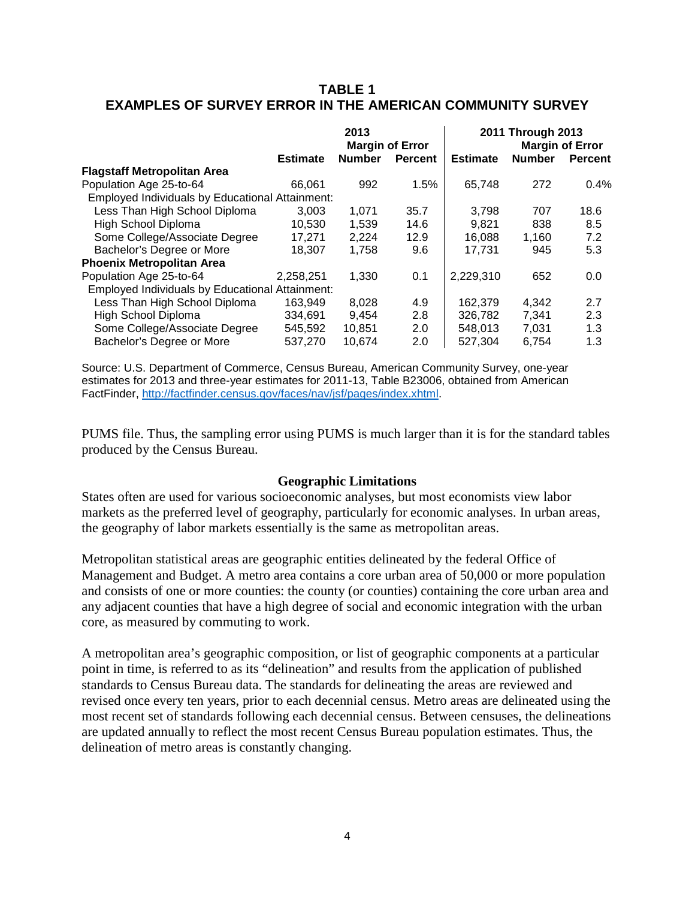**TABLE 1**
**EXAMPLES OF SURVEY ERROR IN THE AMERICAN COMMUNITY SURVEY**

| | 2013 | | | 2011 Through 2013 | | |
|---|---|---|---|---|---|---|
| | | Margin of Error | | | Margin of Error | |
| | Estimate | Number | Percent | Estimate | Number | Percent |
| **Flagstaff Metropolitan Area** | | | | | | |
| Population Age 25-to-64 | 66,061 | 992 | 1.5% | 65,748 | 272 | 0.4% |
| Employed Individuals by Educational Attainment: | | | | | | |
| Less Than High School Diploma | 3,003 | 1,071 | 35.7 | 3,798 | 707 | 18.6 |
| High School Diploma | 10,530 | 1,539 | 14.6 | 9,821 | 838 | 8.5 |
| Some College/Associate Degree | 17,271 | 2,224 | 12.9 | 16,088 | 1,160 | 7.2 |
| Bachelor's Degree or More | 18,307 | 1,758 | 9.6 | 17,731 | 945 | 5.3 |
| **Phoenix Metropolitan Area** | | | | | | |
| Population Age 25-to-64 | 2,258,251 | 1,330 | 0.1 | 2,229,310 | 652 | 0.0 |
| Employed Individuals by Educational Attainment: | | | | | | |
| Less Than High School Diploma | 163,949 | 8,028 | 4.9 | 162,379 | 4,342 | 2.7 |
| High School Diploma | 334,691 | 9,454 | 2.8 | 326,782 | 7,341 | 2.3 |
| Some College/Associate Degree | 545,592 | 10,851 | 2.0 | 548,013 | 7,031 | 1.3 |
| Bachelor's Degree or More | 537,270 | 10,674 | 2.0 | 527,304 | 6,754 | 1.3 |

Source: U.S. Department of Commerce, Census Bureau, American Community Survey, one-year estimates for 2013 and three-year estimates for 2011-13, Table B23006, obtained from American FactFinder, http://factfinder.census.gov/faces/nav/jsf/pages/index.xhtml.

PUMS file. Thus, the sampling error using PUMS is much larger than it is for the standard tables produced by the Census Bureau.

### Geographic Limitations

States often are used for various socioeconomic analyses, but most economists view labor markets as the preferred level of geography, particularly for economic analyses. In urban areas, the geography of labor markets essentially is the same as metropolitan areas.

Metropolitan statistical areas are geographic entities delineated by the federal Office of Management and Budget. A metro area contains a core urban area of 50,000 or more population and consists of one or more counties: the county (or counties) containing the core urban area and any adjacent counties that have a high degree of social and economic integration with the urban core, as measured by commuting to work.

A metropolitan area's geographic composition, or list of geographic components at a particular point in time, is referred to as its "delineation" and results from the application of published standards to Census Bureau data. The standards for delineating the areas are reviewed and revised once every ten years, prior to each decennial census. Metro areas are delineated using the most recent set of standards following each decennial census. Between censuses, the delineations are updated annually to reflect the most recent Census Bureau population estimates. Thus, the delineation of metro areas is constantly changing.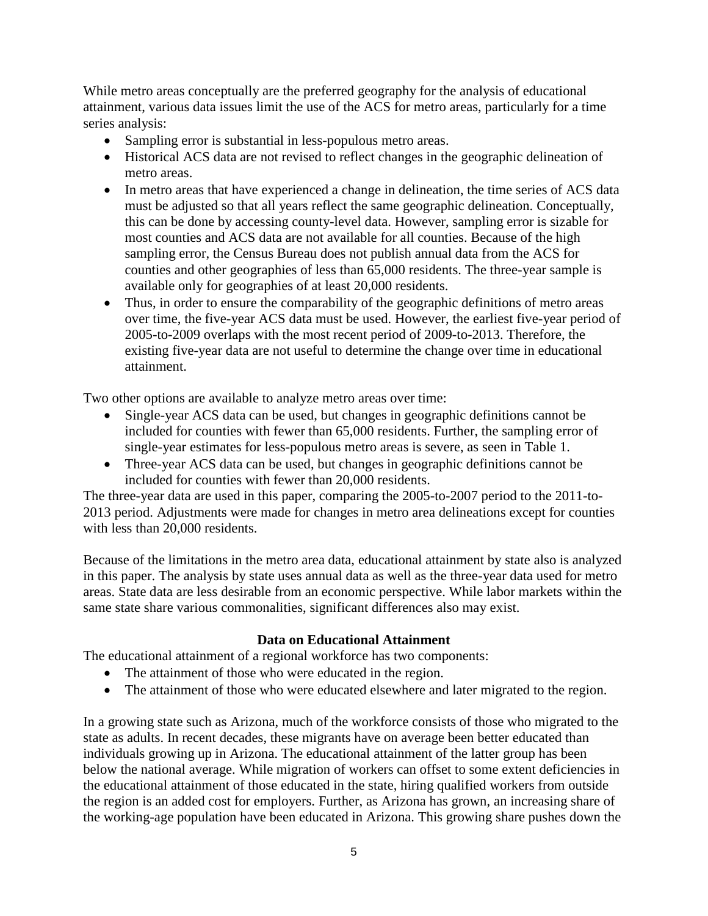While metro areas conceptually are the preferred geography for the analysis of educational attainment, various data issues limit the use of the ACS for metro areas, particularly for a time series analysis:

- Sampling error is substantial in less-populous metro areas.
- Historical ACS data are not revised to reflect changes in the geographic delineation of metro areas.
- In metro areas that have experienced a change in delineation, the time series of ACS data must be adjusted so that all years reflect the same geographic delineation. Conceptually, this can be done by accessing county-level data. However, sampling error is sizable for most counties and ACS data are not available for all counties. Because of the high sampling error, the Census Bureau does not publish annual data from the ACS for counties and other geographies of less than 65,000 residents. The three-year sample is available only for geographies of at least 20,000 residents.
- Thus, in order to ensure the comparability of the geographic definitions of metro areas over time, the five-year ACS data must be used. However, the earliest five-year period of 2005-to-2009 overlaps with the most recent period of 2009-to-2013. Therefore, the existing five-year data are not useful to determine the change over time in educational attainment.

Two other options are available to analyze metro areas over time:

- Single-year ACS data can be used, but changes in geographic definitions cannot be included for counties with fewer than 65,000 residents. Further, the sampling error of single-year estimates for less-populous metro areas is severe, as seen in Table 1.
- Three-year ACS data can be used, but changes in geographic definitions cannot be included for counties with fewer than 20,000 residents.

The three-year data are used in this paper, comparing the 2005-to-2007 period to the 2011-to-2013 period. Adjustments were made for changes in metro area delineations except for counties with less than 20,000 residents.

Because of the limitations in the metro area data, educational attainment by state also is analyzed in this paper. The analysis by state uses annual data as well as the three-year data used for metro areas. State data are less desirable from an economic perspective. While labor markets within the same state share various commonalities, significant differences also may exist.

## Data on Educational Attainment

The educational attainment of a regional workforce has two components:

- The attainment of those who were educated in the region.
- The attainment of those who were educated elsewhere and later migrated to the region.

In a growing state such as Arizona, much of the workforce consists of those who migrated to the state as adults. In recent decades, these migrants have on average been better educated than individuals growing up in Arizona. The educational attainment of the latter group has been below the national average. While migration of workers can offset to some extent deficiencies in the educational attainment of those educated in the state, hiring qualified workers from outside the region is an added cost for employers. Further, as Arizona has grown, an increasing share of the working-age population have been educated in Arizona. This growing share pushes down the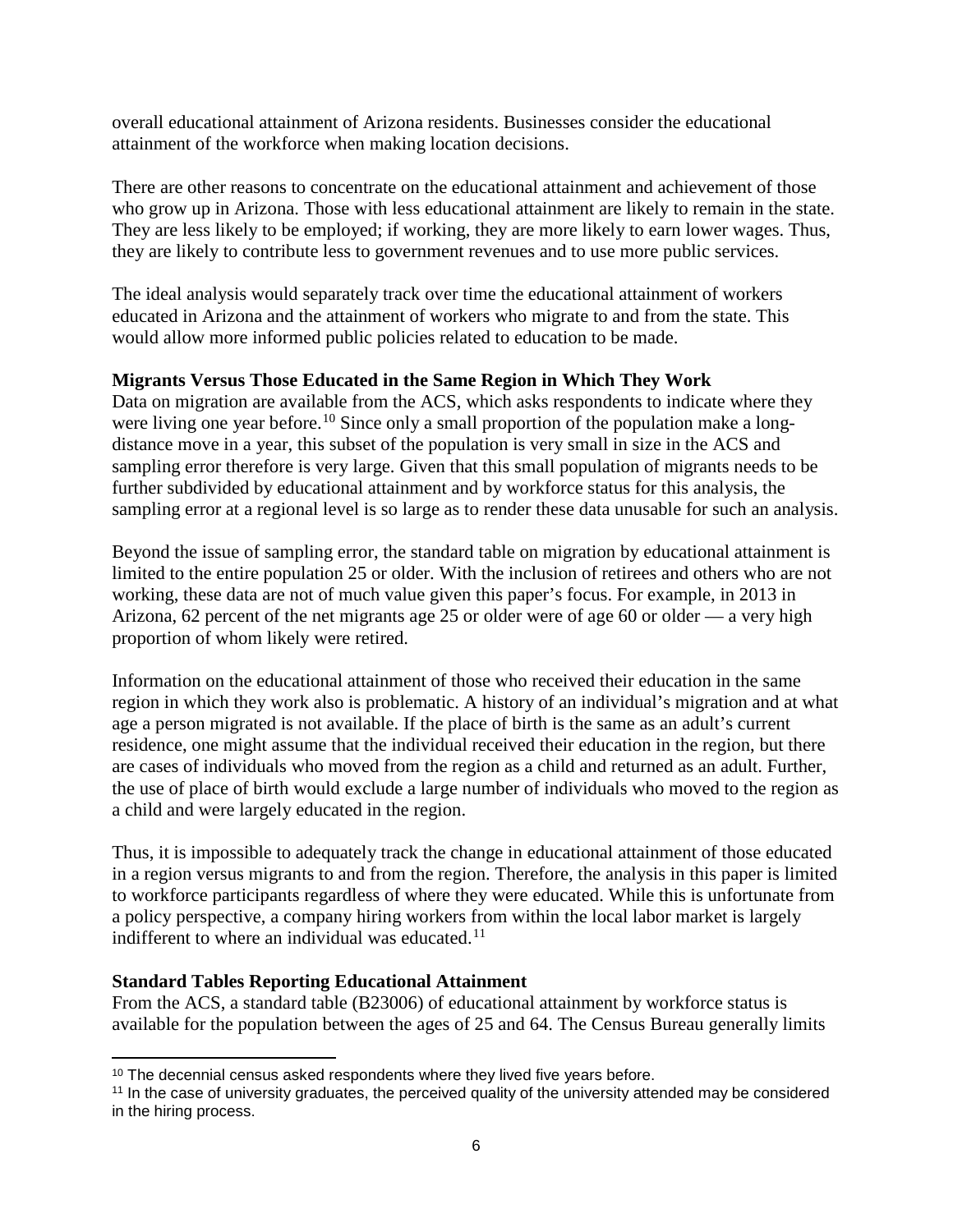overall educational attainment of Arizona residents. Businesses consider the educational attainment of the workforce when making location decisions.

There are other reasons to concentrate on the educational attainment and achievement of those who grow up in Arizona. Those with less educational attainment are likely to remain in the state. They are less likely to be employed; if working, they are more likely to earn lower wages. Thus, they are likely to contribute less to government revenues and to use more public services.

The ideal analysis would separately track over time the educational attainment of workers educated in Arizona and the attainment of workers who migrate to and from the state. This would allow more informed public policies related to education to be made.

**Migrants Versus Those Educated in the Same Region in Which They Work**

Data on migration are available from the ACS, which asks respondents to indicate where they were living one year before.[10] Since only a small proportion of the population make a long-distance move in a year, this subset of the population is very small in size in the ACS and sampling error therefore is very large. Given that this small population of migrants needs to be further subdivided by educational attainment and by workforce status for this analysis, the sampling error at a regional level is so large as to render these data unusable for such an analysis.

Beyond the issue of sampling error, the standard table on migration by educational attainment is limited to the entire population 25 or older. With the inclusion of retirees and others who are not working, these data are not of much value given this paper's focus. For example, in 2013 in Arizona, 62 percent of the net migrants age 25 or older were of age 60 or older — a very high proportion of whom likely were retired.

Information on the educational attainment of those who received their education in the same region in which they work also is problematic. A history of an individual's migration and at what age a person migrated is not available. If the place of birth is the same as an adult's current residence, one might assume that the individual received their education in the region, but there are cases of individuals who moved from the region as a child and returned as an adult. Further, the use of place of birth would exclude a large number of individuals who moved to the region as a child and were largely educated in the region.

Thus, it is impossible to adequately track the change in educational attainment of those educated in a region versus migrants to and from the region. Therefore, the analysis in this paper is limited to workforce participants regardless of where they were educated. While this is unfortunate from a policy perspective, a company hiring workers from within the local labor market is largely indifferent to where an individual was educated.[11]

**Standard Tables Reporting Educational Attainment**

From the ACS, a standard table (B23006) of educational attainment by workforce status is available for the population between the ages of 25 and 64. The Census Bureau generally limits

---

[10] The decennial census asked respondents where they lived five years before.

[11] In the case of university graduates, the perceived quality of the university attended may be considered in the hiring process.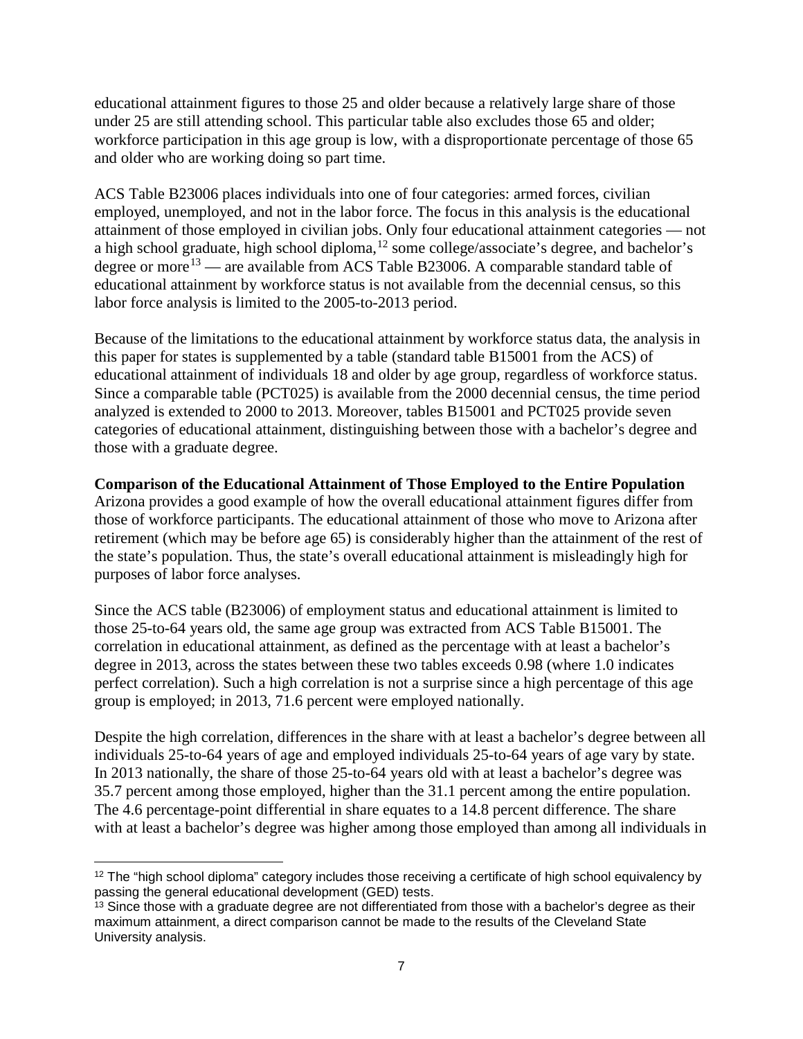educational attainment figures to those 25 and older because a relatively large share of those under 25 are still attending school. This particular table also excludes those 65 and older; workforce participation in this age group is low, with a disproportionate percentage of those 65 and older who are working doing so part time.

ACS Table B23006 places individuals into one of four categories: armed forces, civilian employed, unemployed, and not in the labor force. The focus in this analysis is the educational attainment of those employed in civilian jobs. Only four educational attainment categories — not a high school graduate, high school diploma,[12] some college/associate's degree, and bachelor's degree or more[13] — are available from ACS Table B23006. A comparable standard table of educational attainment by workforce status is not available from the decennial census, so this labor force analysis is limited to the 2005-to-2013 period.

Because of the limitations to the educational attainment by workforce status data, the analysis in this paper for states is supplemented by a table (standard table B15001 from the ACS) of educational attainment of individuals 18 and older by age group, regardless of workforce status. Since a comparable table (PCT025) is available from the 2000 decennial census, the time period analyzed is extended to 2000 to 2013. Moreover, tables B15001 and PCT025 provide seven categories of educational attainment, distinguishing between those with a bachelor's degree and those with a graduate degree.

**Comparison of the Educational Attainment of Those Employed to the Entire Population**

Arizona provides a good example of how the overall educational attainment figures differ from those of workforce participants. The educational attainment of those who move to Arizona after retirement (which may be before age 65) is considerably higher than the attainment of the rest of the state's population. Thus, the state's overall educational attainment is misleadingly high for purposes of labor force analyses.

Since the ACS table (B23006) of employment status and educational attainment is limited to those 25-to-64 years old, the same age group was extracted from ACS Table B15001. The correlation in educational attainment, as defined as the percentage with at least a bachelor's degree in 2013, across the states between these two tables exceeds 0.98 (where 1.0 indicates perfect correlation). Such a high correlation is not a surprise since a high percentage of this age group is employed; in 2013, 71.6 percent were employed nationally.

Despite the high correlation, differences in the share with at least a bachelor's degree between all individuals 25-to-64 years of age and employed individuals 25-to-64 years of age vary by state. In 2013 nationally, the share of those 25-to-64 years old with at least a bachelor's degree was 35.7 percent among those employed, higher than the 31.1 percent among the entire population. The 4.6 percentage-point differential in share equates to a 14.8 percent difference. The share with at least a bachelor's degree was higher among those employed than among all individuals in

[12] The "high school diploma" category includes those receiving a certificate of high school equivalency by passing the general educational development (GED) tests.

[13] Since those with a graduate degree are not differentiated from those with a bachelor's degree as their maximum attainment, a direct comparison cannot be made to the results of the Cleveland State University analysis.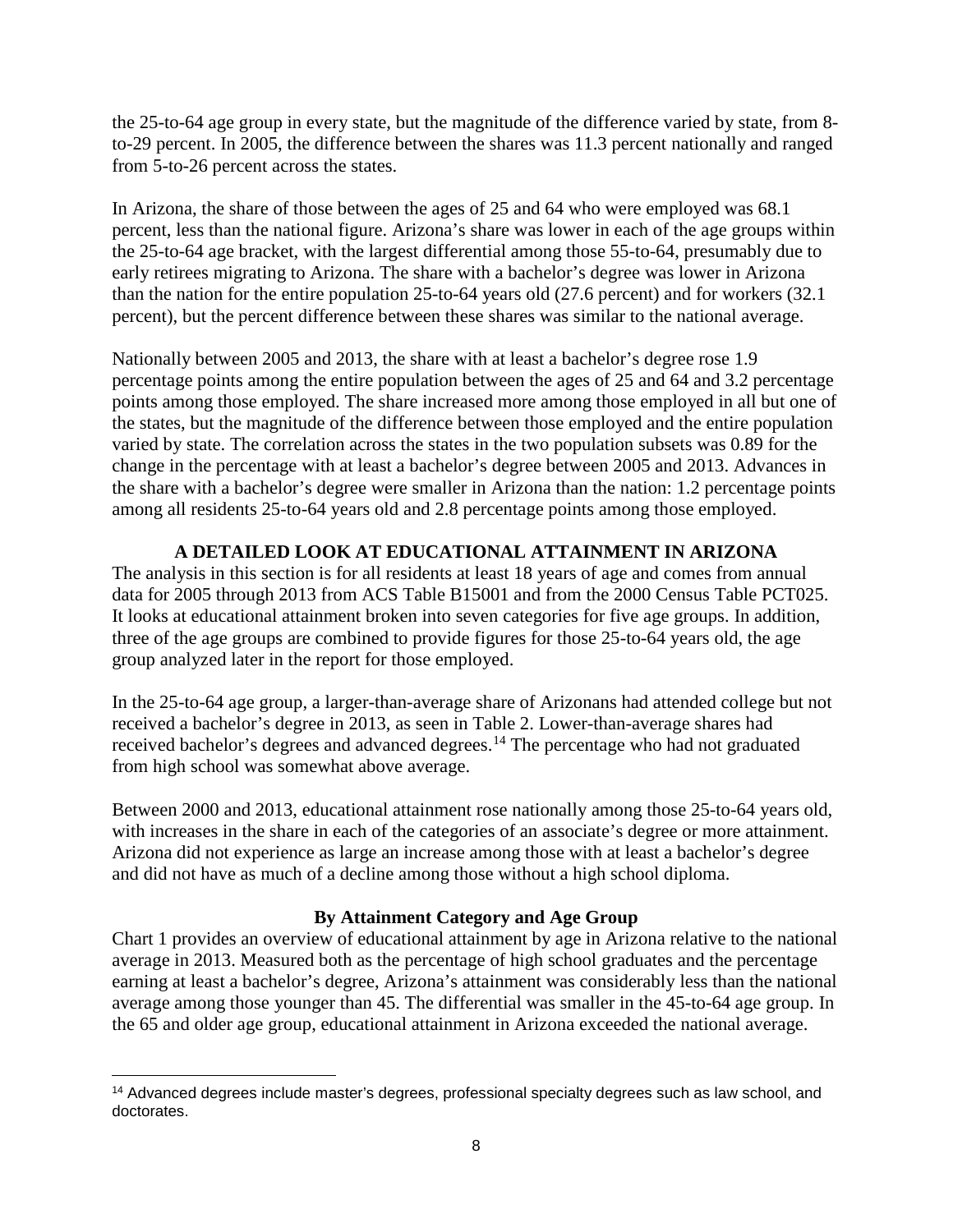the 25-to-64 age group in every state, but the magnitude of the difference varied by state, from 8-to-29 percent. In 2005, the difference between the shares was 11.3 percent nationally and ranged from 5-to-26 percent across the states.

In Arizona, the share of those between the ages of 25 and 64 who were employed was 68.1 percent, less than the national figure. Arizona's share was lower in each of the age groups within the 25-to-64 age bracket, with the largest differential among those 55-to-64, presumably due to early retirees migrating to Arizona. The share with a bachelor's degree was lower in Arizona than the nation for the entire population 25-to-64 years old (27.6 percent) and for workers (32.1 percent), but the percent difference between these shares was similar to the national average.

Nationally between 2005 and 2013, the share with at least a bachelor's degree rose 1.9 percentage points among the entire population between the ages of 25 and 64 and 3.2 percentage points among those employed. The share increased more among those employed in all but one of the states, but the magnitude of the difference between those employed and the entire population varied by state. The correlation across the states in the two population subsets was 0.89 for the change in the percentage with at least a bachelor's degree between 2005 and 2013. Advances in the share with a bachelor's degree were smaller in Arizona than the nation: 1.2 percentage points among all residents 25-to-64 years old and 2.8 percentage points among those employed.

## A DETAILED LOOK AT EDUCATIONAL ATTAINMENT IN ARIZONA

The analysis in this section is for all residents at least 18 years of age and comes from annual data for 2005 through 2013 from ACS Table B15001 and from the 2000 Census Table PCT025. It looks at educational attainment broken into seven categories for five age groups. In addition, three of the age groups are combined to provide figures for those 25-to-64 years old, the age group analyzed later in the report for those employed.

In the 25-to-64 age group, a larger-than-average share of Arizonans had attended college but not received a bachelor's degree in 2013, as seen in Table 2. Lower-than-average shares had received bachelor's degrees and advanced degrees.[14] The percentage who had not graduated from high school was somewhat above average.

Between 2000 and 2013, educational attainment rose nationally among those 25-to-64 years old, with increases in the share in each of the categories of an associate's degree or more attainment. Arizona did not experience as large an increase among those with at least a bachelor's degree and did not have as much of a decline among those without a high school diploma.

### By Attainment Category and Age Group

Chart 1 provides an overview of educational attainment by age in Arizona relative to the national average in 2013. Measured both as the percentage of high school graduates and the percentage earning at least a bachelor's degree, Arizona's attainment was considerably less than the national average among those younger than 45. The differential was smaller in the 45-to-64 age group. In the 65 and older age group, educational attainment in Arizona exceeded the national average.

[14] Advanced degrees include master's degrees, professional specialty degrees such as law school, and doctorates.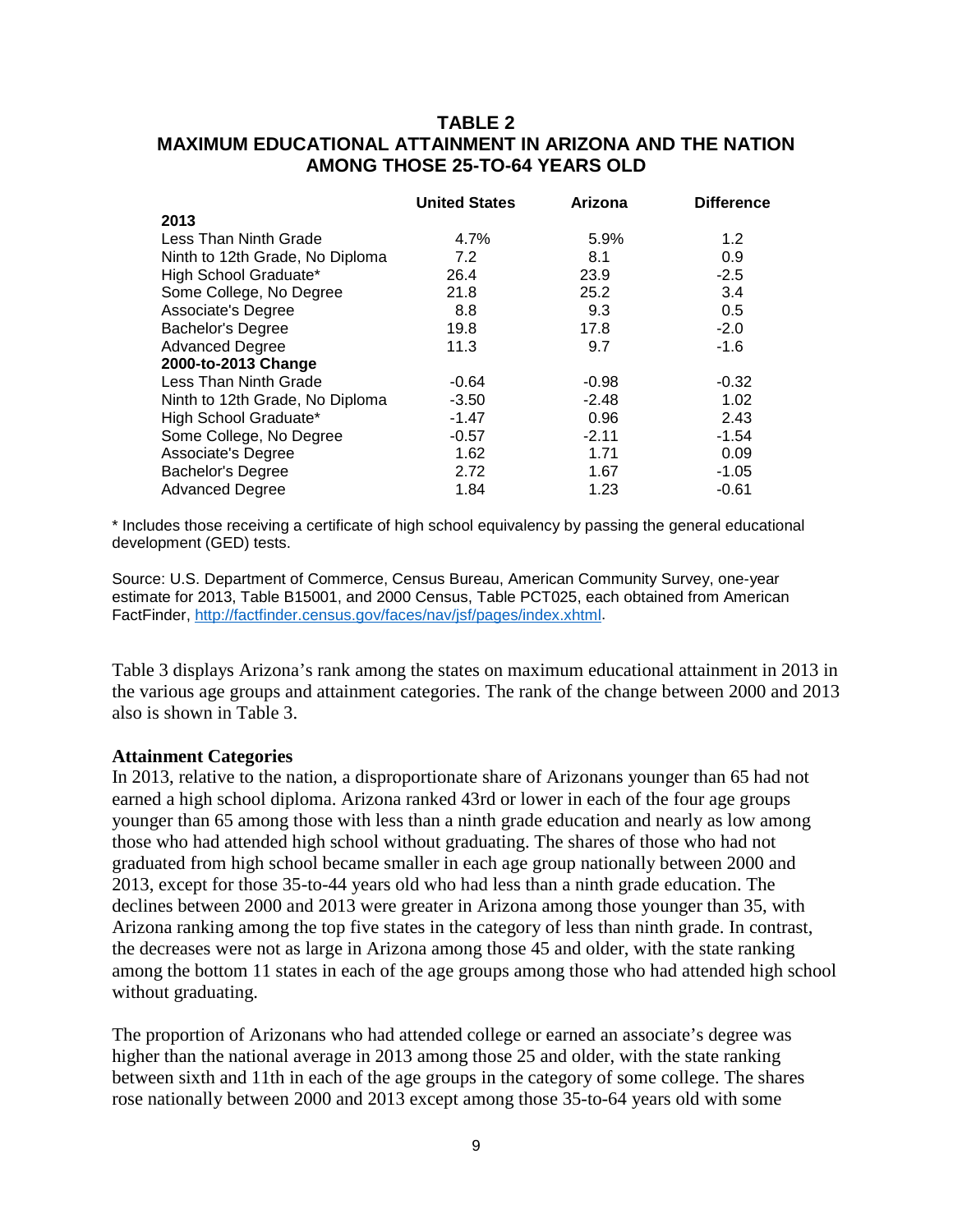**TABLE 2**
**MAXIMUM EDUCATIONAL ATTAINMENT IN ARIZONA AND THE NATION AMONG THOSE 25-TO-64 YEARS OLD**

| | United States | Arizona | Difference |
|---|---|---|---|
| **2013** | | | |
| Less Than Ninth Grade | 4.7% | 5.9% | 1.2 |
| Ninth to 12th Grade, No Diploma | 7.2 | 8.1 | 0.9 |
| High School Graduate* | 26.4 | 23.9 | -2.5 |
| Some College, No Degree | 21.8 | 25.2 | 3.4 |
| Associate's Degree | 8.8 | 9.3 | 0.5 |
| Bachelor's Degree | 19.8 | 17.8 | -2.0 |
| Advanced Degree | 11.3 | 9.7 | -1.6 |
| **2000-to-2013 Change** | | | |
| Less Than Ninth Grade | -0.64 | -0.98 | -0.32 |
| Ninth to 12th Grade, No Diploma | -3.50 | -2.48 | 1.02 |
| High School Graduate* | -1.47 | 0.96 | 2.43 |
| Some College, No Degree | -0.57 | -2.11 | -1.54 |
| Associate's Degree | 1.62 | 1.71 | 0.09 |
| Bachelor's Degree | 2.72 | 1.67 | -1.05 |
| Advanced Degree | 1.84 | 1.23 | -0.61 |

* Includes those receiving a certificate of high school equivalency by passing the general educational development (GED) tests.

Source: U.S. Department of Commerce, Census Bureau, American Community Survey, one-year estimate for 2013, Table B15001, and 2000 Census, Table PCT025, each obtained from American FactFinder, http://factfinder.census.gov/faces/nav/jsf/pages/index.xhtml.

Table 3 displays Arizona's rank among the states on maximum educational attainment in 2013 in the various age groups and attainment categories. The rank of the change between 2000 and 2013 also is shown in Table 3.

**Attainment Categories**

In 2013, relative to the nation, a disproportionate share of Arizonans younger than 65 had not earned a high school diploma. Arizona ranked 43rd or lower in each of the four age groups younger than 65 among those with less than a ninth grade education and nearly as low among those who had attended high school without graduating. The shares of those who had not graduated from high school became smaller in each age group nationally between 2000 and 2013, except for those 35-to-44 years old who had less than a ninth grade education. The declines between 2000 and 2013 were greater in Arizona among those younger than 35, with Arizona ranking among the top five states in the category of less than ninth grade. In contrast, the decreases were not as large in Arizona among those 45 and older, with the state ranking among the bottom 11 states in each of the age groups among those who had attended high school without graduating.

The proportion of Arizonans who had attended college or earned an associate's degree was higher than the national average in 2013 among those 25 and older, with the state ranking between sixth and 11th in each of the age groups in the category of some college. The shares rose nationally between 2000 and 2013 except among those 35-to-64 years old with some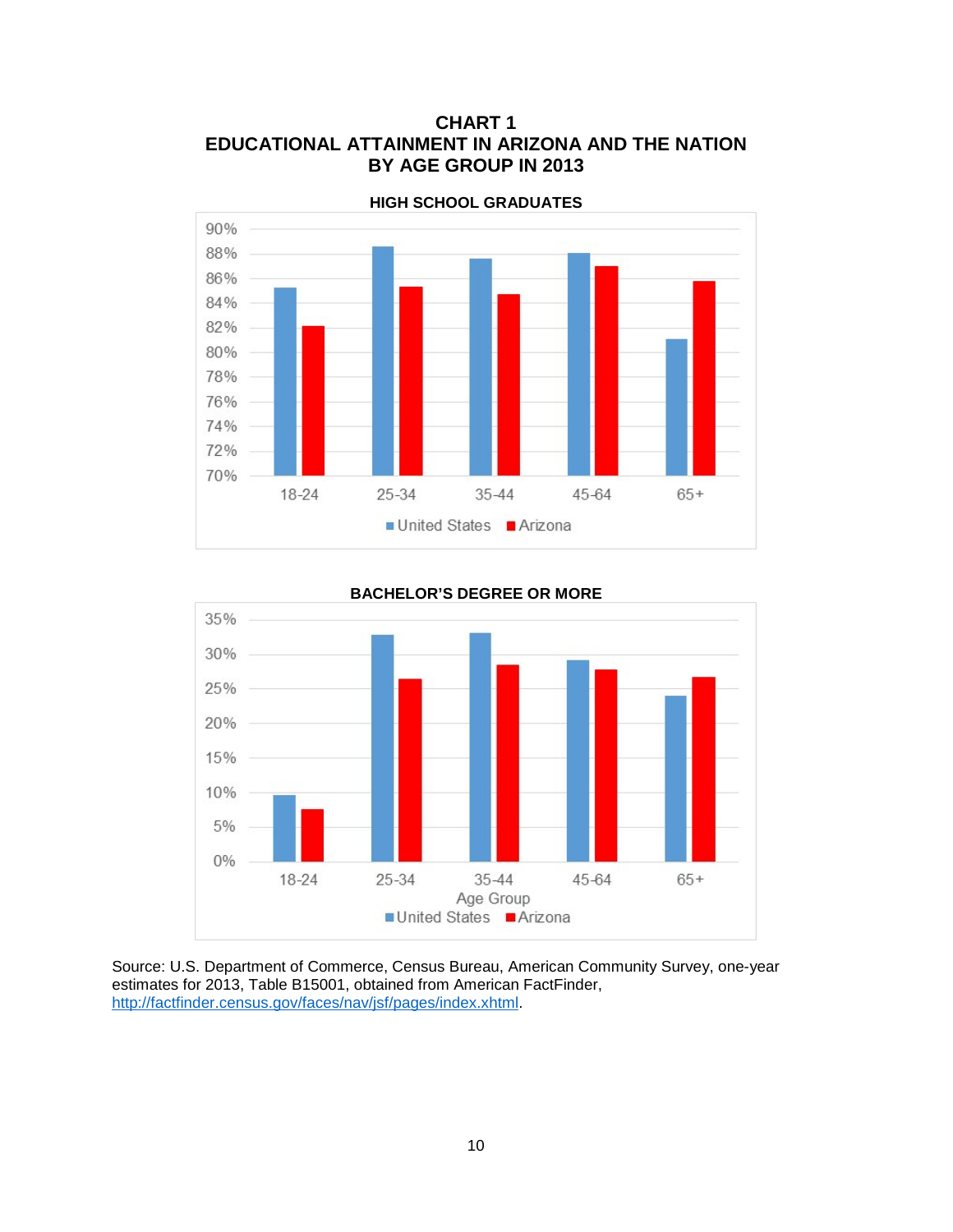# CHART 1
# EDUCATIONAL ATTAINMENT IN ARIZONA AND THE NATION BY AGE GROUP IN 2013

**HIGH SCHOOL GRADUATES**

**BACHELOR'S DEGREE OR MORE**

Source: U.S. Department of Commerce, Census Bureau, American Community Survey, one-year estimates for 2013, Table B15001, obtained from American FactFinder, http://factfinder.census.gov/faces/nav/jsf/pages/index.xhtml.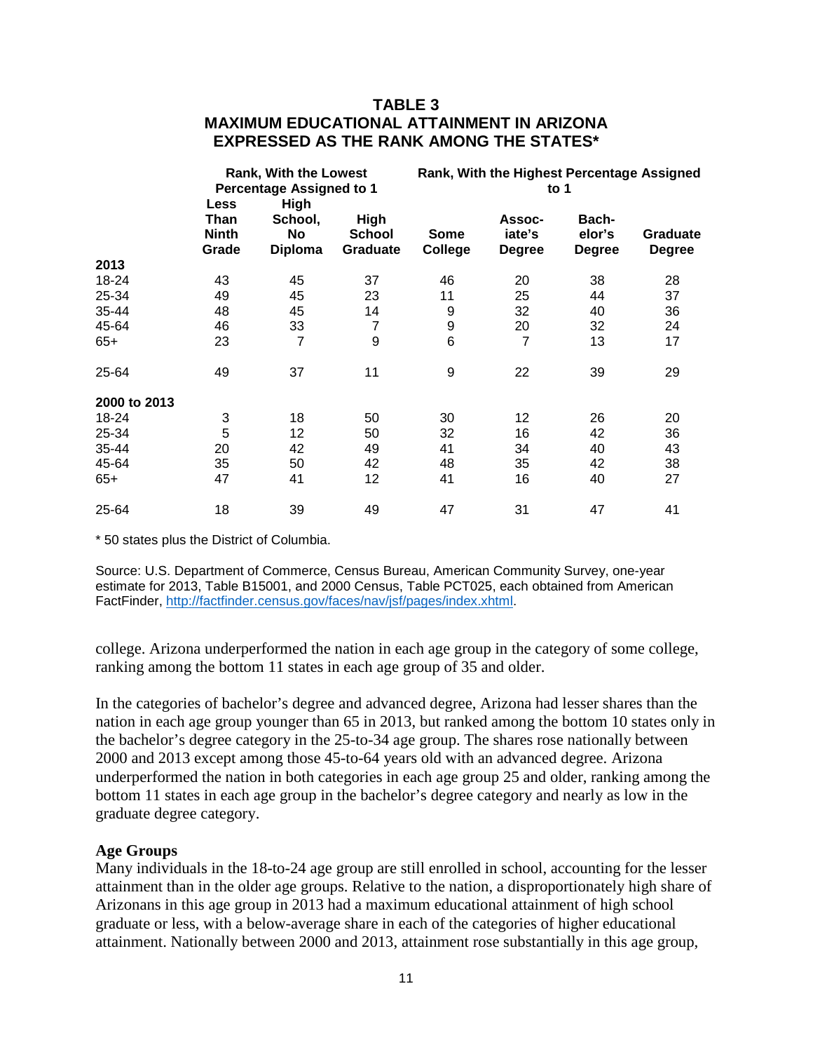**TABLE 3**
**MAXIMUM EDUCATIONAL ATTAINMENT IN ARIZONA EXPRESSED AS THE RANK AMONG THE STATES***

| | Rank, With the Lowest Percentage Assigned to 1 | | Rank, With the Highest Percentage Assigned to 1 | | | | |
|---|---|---|---|---|---|---|---|
| | Less Than Ninth Grade | High School, No Diploma | High School Graduate | Some College | Associate's Degree | Bachelor's Degree | Graduate Degree |
| **2013** | | | | | | | |
| 18-24 | 43 | 45 | 37 | 46 | 20 | 38 | 28 |
| 25-34 | 49 | 45 | 23 | 11 | 25 | 44 | 37 |
| 35-44 | 48 | 45 | 14 | 9 | 32 | 40 | 36 |
| 45-64 | 46 | 33 | 7 | 9 | 20 | 32 | 24 |
| 65+ | 23 | 7 | 9 | 6 | 7 | 13 | 17 |
| 25-64 | 49 | 37 | 11 | 9 | 22 | 39 | 29 |
| **2000 to 2013** | | | | | | | |
| 18-24 | 3 | 18 | 50 | 30 | 12 | 26 | 20 |
| 25-34 | 5 | 12 | 50 | 32 | 16 | 42 | 36 |
| 35-44 | 20 | 42 | 49 | 41 | 34 | 40 | 43 |
| 45-64 | 35 | 50 | 42 | 48 | 35 | 42 | 38 |
| 65+ | 47 | 41 | 12 | 41 | 16 | 40 | 27 |
| 25-64 | 18 | 39 | 49 | 47 | 31 | 47 | 41 |

* 50 states plus the District of Columbia.

Source: U.S. Department of Commerce, Census Bureau, American Community Survey, one-year estimate for 2013, Table B15001, and 2000 Census, Table PCT025, each obtained from American FactFinder, http://factfinder.census.gov/faces/nav/jsf/pages/index.xhtml.

college. Arizona underperformed the nation in each age group in the category of some college, ranking among the bottom 11 states in each age group of 35 and older.

In the categories of bachelor's degree and advanced degree, Arizona had lesser shares than the nation in each age group younger than 65 in 2013, but ranked among the bottom 10 states only in the bachelor's degree category in the 25-to-34 age group. The shares rose nationally between 2000 and 2013 except among those 45-to-64 years old with an advanced degree. Arizona underperformed the nation in both categories in each age group 25 and older, ranking among the bottom 11 states in each age group in the bachelor's degree category and nearly as low in the graduate degree category.

**Age Groups**

Many individuals in the 18-to-24 age group are still enrolled in school, accounting for the lesser attainment than in the older age groups. Relative to the nation, a disproportionately high share of Arizonans in this age group in 2013 had a maximum educational attainment of high school graduate or less, with a below-average share in each of the categories of higher educational attainment. Nationally between 2000 and 2013, attainment rose substantially in this age group,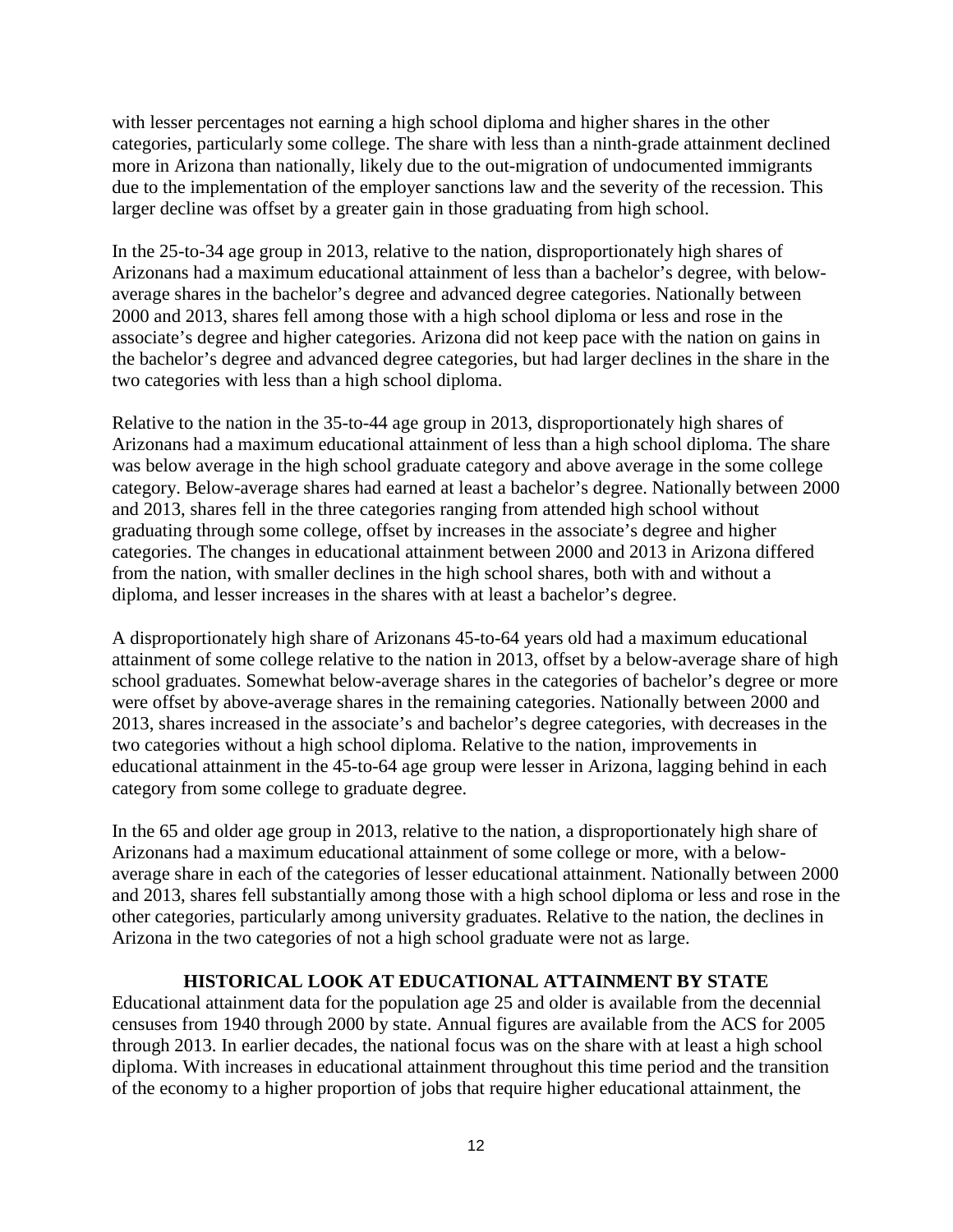with lesser percentages not earning a high school diploma and higher shares in the other categories, particularly some college. The share with less than a ninth-grade attainment declined more in Arizona than nationally, likely due to the out-migration of undocumented immigrants due to the implementation of the employer sanctions law and the severity of the recession. This larger decline was offset by a greater gain in those graduating from high school.

In the 25-to-34 age group in 2013, relative to the nation, disproportionately high shares of Arizonans had a maximum educational attainment of less than a bachelor's degree, with below-average shares in the bachelor's degree and advanced degree categories. Nationally between 2000 and 2013, shares fell among those with a high school diploma or less and rose in the associate's degree and higher categories. Arizona did not keep pace with the nation on gains in the bachelor's degree and advanced degree categories, but had larger declines in the share in the two categories with less than a high school diploma.

Relative to the nation in the 35-to-44 age group in 2013, disproportionately high shares of Arizonans had a maximum educational attainment of less than a high school diploma. The share was below average in the high school graduate category and above average in the some college category. Below-average shares had earned at least a bachelor's degree. Nationally between 2000 and 2013, shares fell in the three categories ranging from attended high school without graduating through some college, offset by increases in the associate's degree and higher categories. The changes in educational attainment between 2000 and 2013 in Arizona differed from the nation, with smaller declines in the high school shares, both with and without a diploma, and lesser increases in the shares with at least a bachelor's degree.

A disproportionately high share of Arizonans 45-to-64 years old had a maximum educational attainment of some college relative to the nation in 2013, offset by a below-average share of high school graduates. Somewhat below-average shares in the categories of bachelor's degree or more were offset by above-average shares in the remaining categories. Nationally between 2000 and 2013, shares increased in the associate's and bachelor's degree categories, with decreases in the two categories without a high school diploma. Relative to the nation, improvements in educational attainment in the 45-to-64 age group were lesser in Arizona, lagging behind in each category from some college to graduate degree.

In the 65 and older age group in 2013, relative to the nation, a disproportionately high share of Arizonans had a maximum educational attainment of some college or more, with a below-average share in each of the categories of lesser educational attainment. Nationally between 2000 and 2013, shares fell substantially among those with a high school diploma or less and rose in the other categories, particularly among university graduates. Relative to the nation, the declines in Arizona in the two categories of not a high school graduate were not as large.

## HISTORICAL LOOK AT EDUCATIONAL ATTAINMENT BY STATE

Educational attainment data for the population age 25 and older is available from the decennial censuses from 1940 through 2000 by state. Annual figures are available from the ACS for 2005 through 2013. In earlier decades, the national focus was on the share with at least a high school diploma. With increases in educational attainment throughout this time period and the transition of the economy to a higher proportion of jobs that require higher educational attainment, the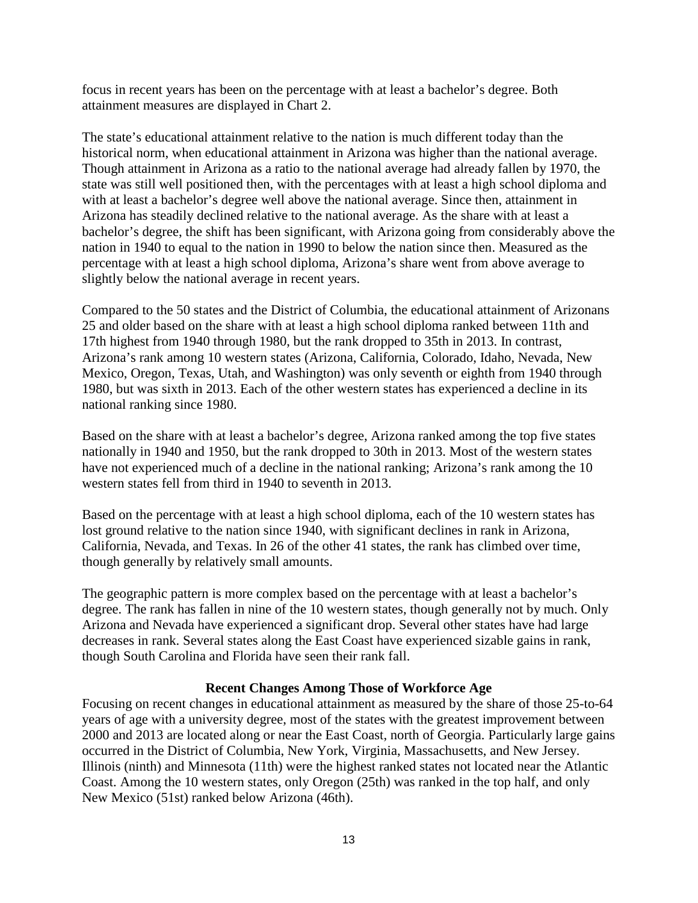focus in recent years has been on the percentage with at least a bachelor's degree. Both attainment measures are displayed in Chart 2.

The state's educational attainment relative to the nation is much different today than the historical norm, when educational attainment in Arizona was higher than the national average. Though attainment in Arizona as a ratio to the national average had already fallen by 1970, the state was still well positioned then, with the percentages with at least a high school diploma and with at least a bachelor's degree well above the national average. Since then, attainment in Arizona has steadily declined relative to the national average. As the share with at least a bachelor's degree, the shift has been significant, with Arizona going from considerably above the nation in 1940 to equal to the nation in 1990 to below the nation since then. Measured as the percentage with at least a high school diploma, Arizona's share went from above average to slightly below the national average in recent years.

Compared to the 50 states and the District of Columbia, the educational attainment of Arizonans 25 and older based on the share with at least a high school diploma ranked between 11th and 17th highest from 1940 through 1980, but the rank dropped to 35th in 2013. In contrast, Arizona's rank among 10 western states (Arizona, California, Colorado, Idaho, Nevada, New Mexico, Oregon, Texas, Utah, and Washington) was only seventh or eighth from 1940 through 1980, but was sixth in 2013. Each of the other western states has experienced a decline in its national ranking since 1980.

Based on the share with at least a bachelor's degree, Arizona ranked among the top five states nationally in 1940 and 1950, but the rank dropped to 30th in 2013. Most of the western states have not experienced much of a decline in the national ranking; Arizona's rank among the 10 western states fell from third in 1940 to seventh in 2013.

Based on the percentage with at least a high school diploma, each of the 10 western states has lost ground relative to the nation since 1940, with significant declines in rank in Arizona, California, Nevada, and Texas. In 26 of the other 41 states, the rank has climbed over time, though generally by relatively small amounts.

The geographic pattern is more complex based on the percentage with at least a bachelor's degree. The rank has fallen in nine of the 10 western states, though generally not by much. Only Arizona and Nevada have experienced a significant drop. Several other states have had large decreases in rank. Several states along the East Coast have experienced sizable gains in rank, though South Carolina and Florida have seen their rank fall.

### Recent Changes Among Those of Workforce Age

Focusing on recent changes in educational attainment as measured by the share of those 25-to-64 years of age with a university degree, most of the states with the greatest improvement between 2000 and 2013 are located along or near the East Coast, north of Georgia. Particularly large gains occurred in the District of Columbia, New York, Virginia, Massachusetts, and New Jersey. Illinois (ninth) and Minnesota (11th) were the highest ranked states not located near the Atlantic Coast. Among the 10 western states, only Oregon (25th) was ranked in the top half, and only New Mexico (51st) ranked below Arizona (46th).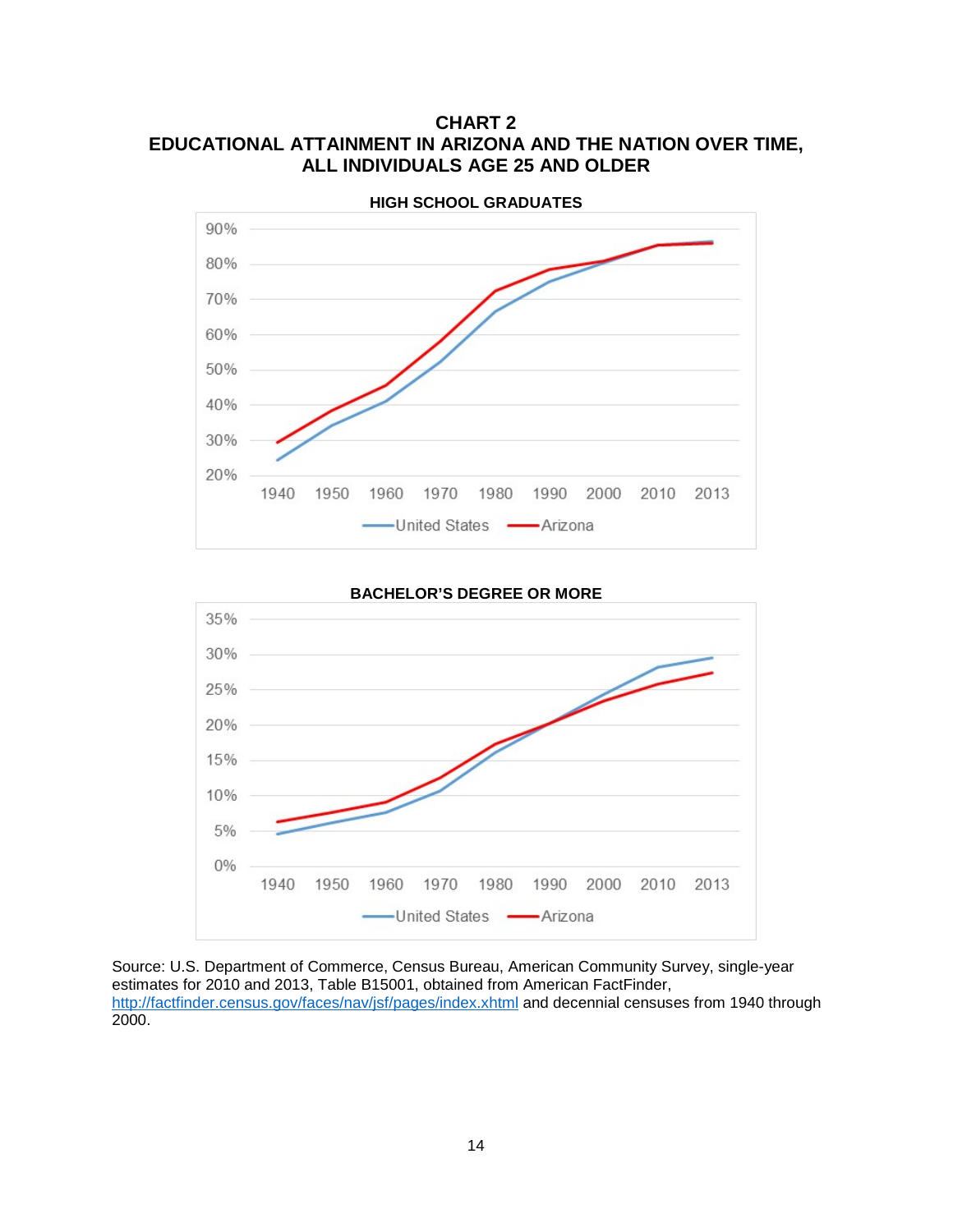**CHART 2**
**EDUCATIONAL ATTAINMENT IN ARIZONA AND THE NATION OVER TIME, ALL INDIVIDUALS AGE 25 AND OLDER**

**HIGH SCHOOL GRADUATES**

**BACHELOR'S DEGREE OR MORE**

Source: U.S. Department of Commerce, Census Bureau, American Community Survey, single-year estimates for 2010 and 2013, Table B15001, obtained from American FactFinder, http://factfinder.census.gov/faces/nav/jsf/pages/index.xhtml and decennial censuses from 1940 through 2000.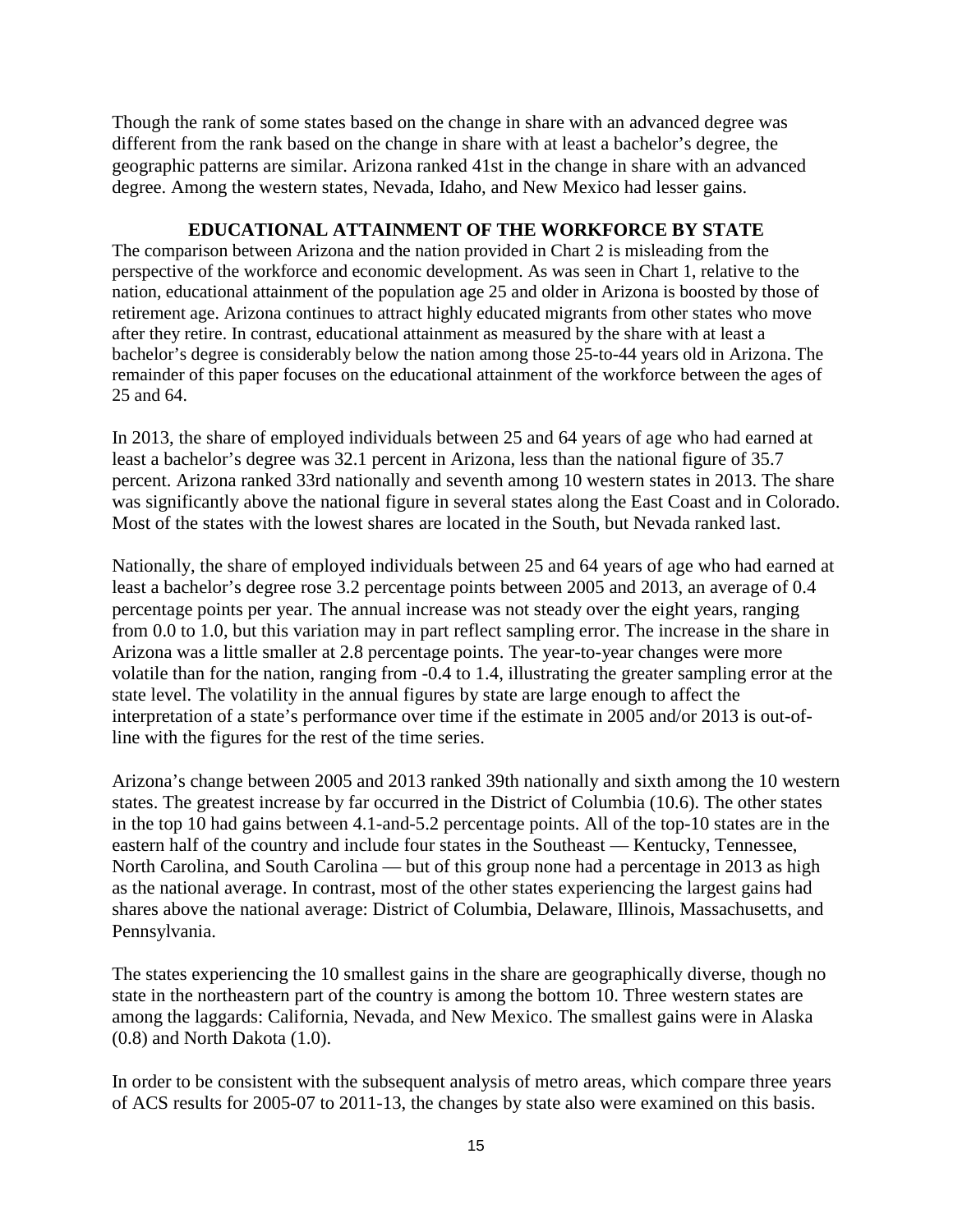Though the rank of some states based on the change in share with an advanced degree was different from the rank based on the change in share with at least a bachelor's degree, the geographic patterns are similar. Arizona ranked 41st in the change in share with an advanced degree. Among the western states, Nevada, Idaho, and New Mexico had lesser gains.

## EDUCATIONAL ATTAINMENT OF THE WORKFORCE BY STATE

The comparison between Arizona and the nation provided in Chart 2 is misleading from the perspective of the workforce and economic development. As was seen in Chart 1, relative to the nation, educational attainment of the population age 25 and older in Arizona is boosted by those of retirement age. Arizona continues to attract highly educated migrants from other states who move after they retire. In contrast, educational attainment as measured by the share with at least a bachelor's degree is considerably below the nation among those 25-to-44 years old in Arizona. The remainder of this paper focuses on the educational attainment of the workforce between the ages of 25 and 64.

In 2013, the share of employed individuals between 25 and 64 years of age who had earned at least a bachelor's degree was 32.1 percent in Arizona, less than the national figure of 35.7 percent. Arizona ranked 33rd nationally and seventh among 10 western states in 2013. The share was significantly above the national figure in several states along the East Coast and in Colorado. Most of the states with the lowest shares are located in the South, but Nevada ranked last.

Nationally, the share of employed individuals between 25 and 64 years of age who had earned at least a bachelor's degree rose 3.2 percentage points between 2005 and 2013, an average of 0.4 percentage points per year. The annual increase was not steady over the eight years, ranging from 0.0 to 1.0, but this variation may in part reflect sampling error. The increase in the share in Arizona was a little smaller at 2.8 percentage points. The year-to-year changes were more volatile than for the nation, ranging from -0.4 to 1.4, illustrating the greater sampling error at the state level. The volatility in the annual figures by state are large enough to affect the interpretation of a state's performance over time if the estimate in 2005 and/or 2013 is out-of-line with the figures for the rest of the time series.

Arizona's change between 2005 and 2013 ranked 39th nationally and sixth among the 10 western states. The greatest increase by far occurred in the District of Columbia (10.6). The other states in the top 10 had gains between 4.1-and-5.2 percentage points. All of the top-10 states are in the eastern half of the country and include four states in the Southeast — Kentucky, Tennessee, North Carolina, and South Carolina — but of this group none had a percentage in 2013 as high as the national average. In contrast, most of the other states experiencing the largest gains had shares above the national average: District of Columbia, Delaware, Illinois, Massachusetts, and Pennsylvania.

The states experiencing the 10 smallest gains in the share are geographically diverse, though no state in the northeastern part of the country is among the bottom 10. Three western states are among the laggards: California, Nevada, and New Mexico. The smallest gains were in Alaska (0.8) and North Dakota (1.0).

In order to be consistent with the subsequent analysis of metro areas, which compare three years of ACS results for 2005-07 to 2011-13, the changes by state also were examined on this basis.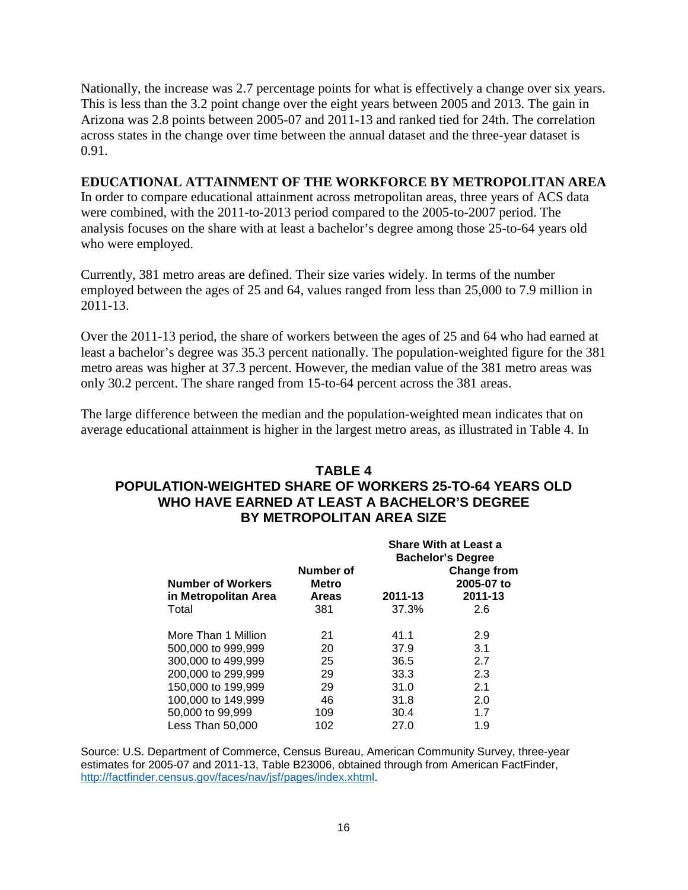Nationally, the increase was 2.7 percentage points for what is effectively a change over six years. This is less than the 3.2 point change over the eight years between 2005 and 2013. The gain in Arizona was 2.8 points between 2005-07 and 2011-13 and ranked tied for 24th. The correlation across states in the change over time between the annual dataset and the three-year dataset is 0.91.

## EDUCATIONAL ATTAINMENT OF THE WORKFORCE BY METROPOLITAN AREA

In order to compare educational attainment across metropolitan areas, three years of ACS data were combined, with the 2011-to-2013 period compared to the 2005-to-2007 period. The analysis focuses on the share with at least a bachelor's degree among those 25-to-64 years old who were employed.

Currently, 381 metro areas are defined. Their size varies widely. In terms of the number employed between the ages of 25 and 64, values ranged from less than 25,000 to 7.9 million in 2011-13.

Over the 2011-13 period, the share of workers between the ages of 25 and 64 who had earned at least a bachelor's degree was 35.3 percent nationally. The population-weighted figure for the 381 metro areas was higher at 37.3 percent. However, the median value of the 381 metro areas was only 30.2 percent. The share ranged from 15-to-64 percent across the 381 areas.

The large difference between the median and the population-weighted mean indicates that on average educational attainment is higher in the largest metro areas, as illustrated in Table 4. In

**TABLE 4**
**POPULATION-WEIGHTED SHARE OF WORKERS 25-TO-64 YEARS OLD WHO HAVE EARNED AT LEAST A BACHELOR'S DEGREE BY METROPOLITAN AREA SIZE**

| | | Share With at Least a Bachelor's Degree | |
|---|---|---|---|
| Number of Workers in Metropolitan Area | Number of Metro Areas | 2011-13 | Change from 2005-07 to 2011-13 |
| Total | 381 | 37.3% | 2.6 |
| More Than 1 Million | 21 | 41.1 | 2.9 |
| 500,000 to 999,999 | 20 | 37.9 | 3.1 |
| 300,000 to 499,999 | 25 | 36.5 | 2.7 |
| 200,000 to 299,999 | 29 | 33.3 | 2.3 |
| 150,000 to 199,999 | 29 | 31.0 | 2.1 |
| 100,000 to 149,999 | 46 | 31.8 | 2.0 |
| 50,000 to 99,999 | 109 | 30.4 | 1.7 |
| Less Than 50,000 | 102 | 27.0 | 1.9 |

Source: U.S. Department of Commerce, Census Bureau, American Community Survey, three-year estimates for 2005-07 and 2011-13, Table B23006, obtained through from American FactFinder, http://factfinder.census.gov/faces/nav/jsf/pages/index.xhtml.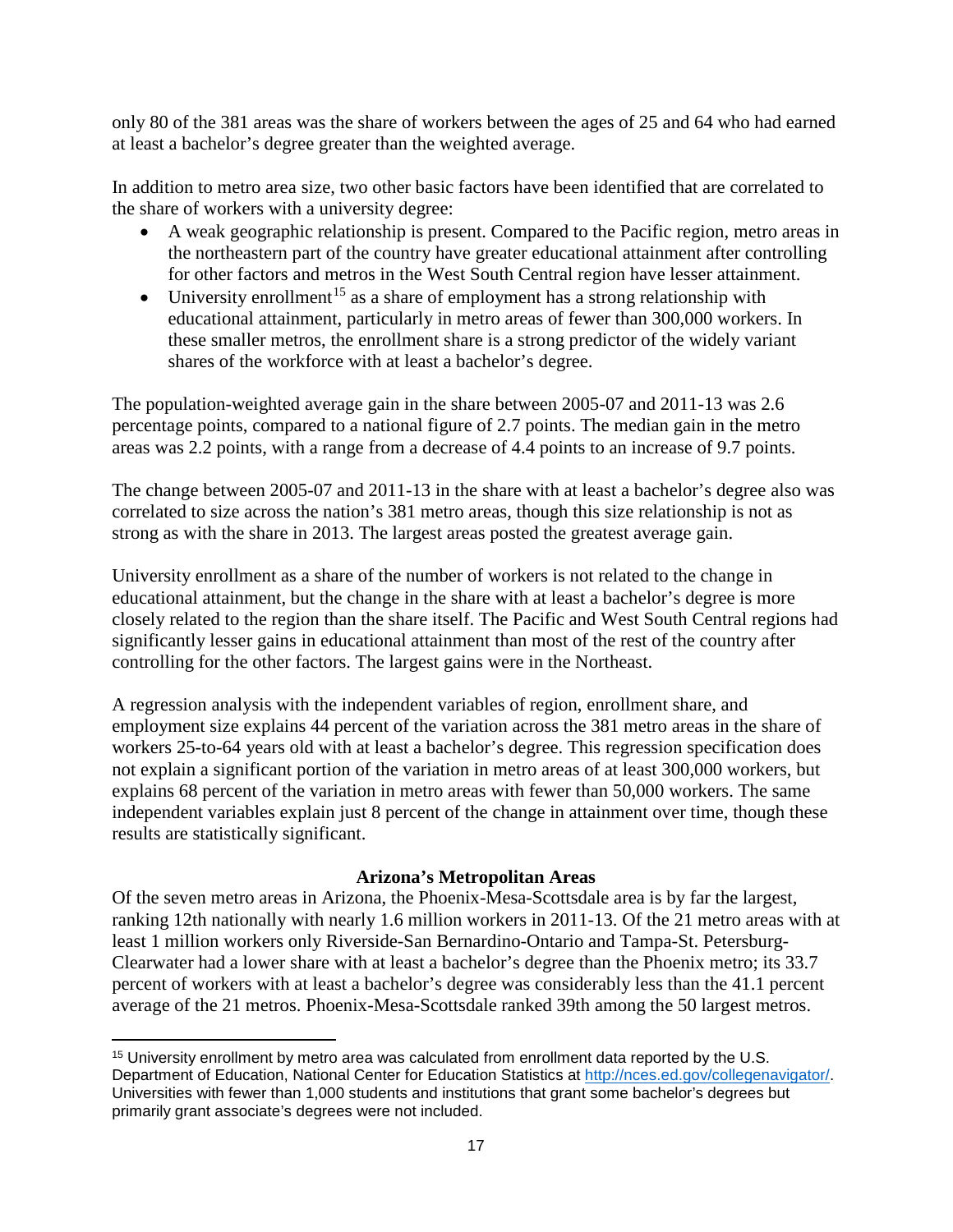only 80 of the 381 areas was the share of workers between the ages of 25 and 64 who had earned at least a bachelor's degree greater than the weighted average.

In addition to metro area size, two other basic factors have been identified that are correlated to the share of workers with a university degree:

- A weak geographic relationship is present. Compared to the Pacific region, metro areas in the northeastern part of the country have greater educational attainment after controlling for other factors and metros in the West South Central region have lesser attainment.
- University enrollment[15] as a share of employment has a strong relationship with educational attainment, particularly in metro areas of fewer than 300,000 workers. In these smaller metros, the enrollment share is a strong predictor of the widely variant shares of the workforce with at least a bachelor's degree.

The population-weighted average gain in the share between 2005-07 and 2011-13 was 2.6 percentage points, compared to a national figure of 2.7 points. The median gain in the metro areas was 2.2 points, with a range from a decrease of 4.4 points to an increase of 9.7 points.

The change between 2005-07 and 2011-13 in the share with at least a bachelor's degree also was correlated to size across the nation's 381 metro areas, though this size relationship is not as strong as with the share in 2013. The largest areas posted the greatest average gain.

University enrollment as a share of the number of workers is not related to the change in educational attainment, but the change in the share with at least a bachelor's degree is more closely related to the region than the share itself. The Pacific and West South Central regions had significantly lesser gains in educational attainment than most of the rest of the country after controlling for the other factors. The largest gains were in the Northeast.

A regression analysis with the independent variables of region, enrollment share, and employment size explains 44 percent of the variation across the 381 metro areas in the share of workers 25-to-64 years old with at least a bachelor's degree. This regression specification does not explain a significant portion of the variation in metro areas of at least 300,000 workers, but explains 68 percent of the variation in metro areas with fewer than 50,000 workers. The same independent variables explain just 8 percent of the change in attainment over time, though these results are statistically significant.

## Arizona's Metropolitan Areas

Of the seven metro areas in Arizona, the Phoenix-Mesa-Scottsdale area is by far the largest, ranking 12th nationally with nearly 1.6 million workers in 2011-13. Of the 21 metro areas with at least 1 million workers only Riverside-San Bernardino-Ontario and Tampa-St. Petersburg-Clearwater had a lower share with at least a bachelor's degree than the Phoenix metro; its 33.7 percent of workers with at least a bachelor's degree was considerably less than the 41.1 percent average of the 21 metros. Phoenix-Mesa-Scottsdale ranked 39th among the 50 largest metros.

---

[15] University enrollment by metro area was calculated from enrollment data reported by the U.S. Department of Education, National Center for Education Statistics at http://nces.ed.gov/collegenavigator/. Universities with fewer than 1,000 students and institutions that grant some bachelor's degrees but primarily grant associate's degrees were not included.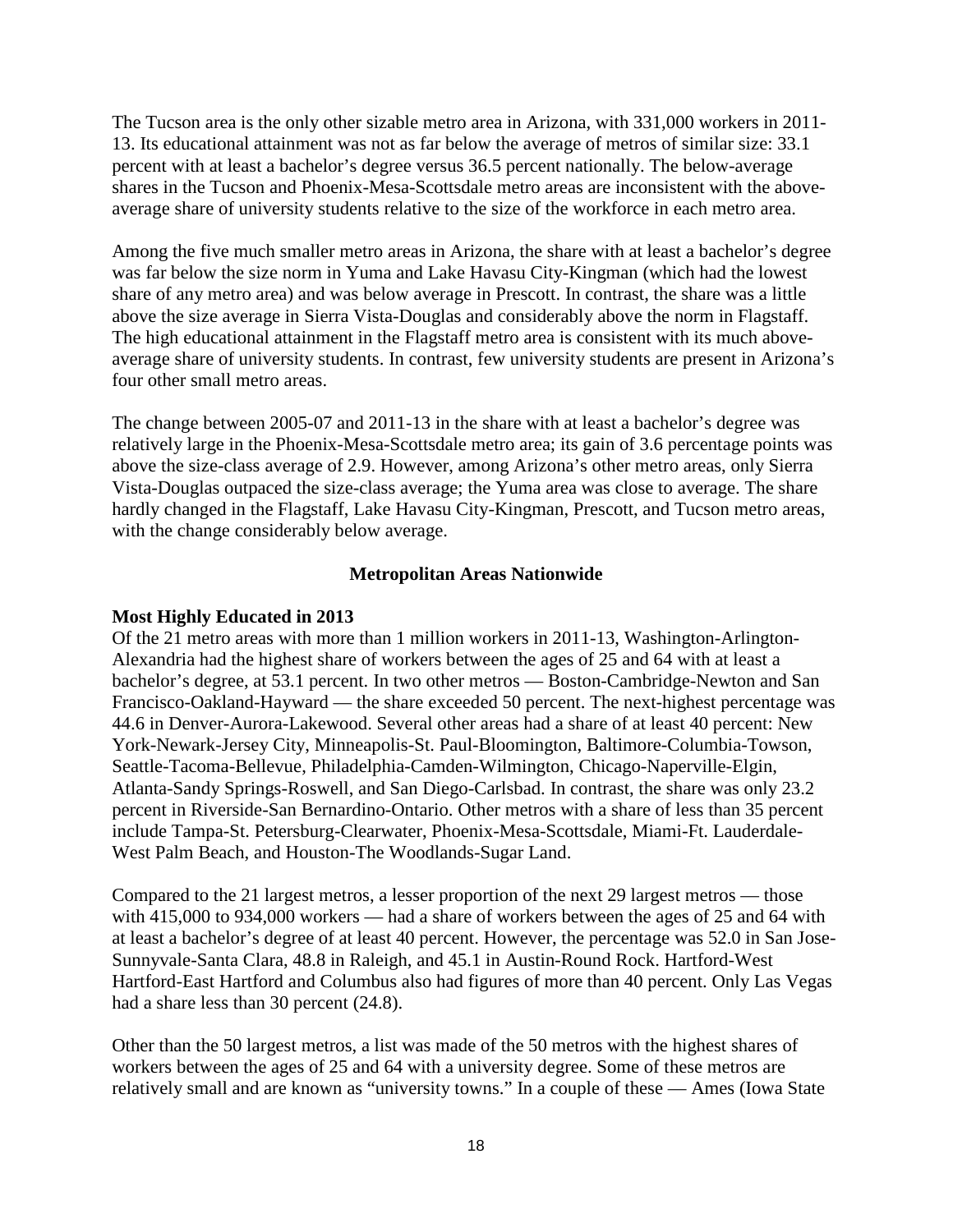The Tucson area is the only other sizable metro area in Arizona, with 331,000 workers in 2011-13. Its educational attainment was not as far below the average of metros of similar size: 33.1 percent with at least a bachelor's degree versus 36.5 percent nationally. The below-average shares in the Tucson and Phoenix-Mesa-Scottsdale metro areas are inconsistent with the above-average share of university students relative to the size of the workforce in each metro area.

Among the five much smaller metro areas in Arizona, the share with at least a bachelor's degree was far below the size norm in Yuma and Lake Havasu City-Kingman (which had the lowest share of any metro area) and was below average in Prescott. In contrast, the share was a little above the size average in Sierra Vista-Douglas and considerably above the norm in Flagstaff. The high educational attainment in the Flagstaff metro area is consistent with its much above-average share of university students. In contrast, few university students are present in Arizona's four other small metro areas.

The change between 2005-07 and 2011-13 in the share with at least a bachelor's degree was relatively large in the Phoenix-Mesa-Scottsdale metro area; its gain of 3.6 percentage points was above the size-class average of 2.9. However, among Arizona's other metro areas, only Sierra Vista-Douglas outpaced the size-class average; the Yuma area was close to average. The share hardly changed in the Flagstaff, Lake Havasu City-Kingman, Prescott, and Tucson metro areas, with the change considerably below average.

## Metropolitan Areas Nationwide

**Most Highly Educated in 2013**

Of the 21 metro areas with more than 1 million workers in 2011-13, Washington-Arlington-Alexandria had the highest share of workers between the ages of 25 and 64 with at least a bachelor's degree, at 53.1 percent. In two other metros — Boston-Cambridge-Newton and San Francisco-Oakland-Hayward — the share exceeded 50 percent. The next-highest percentage was 44.6 in Denver-Aurora-Lakewood. Several other areas had a share of at least 40 percent: New York-Newark-Jersey City, Minneapolis-St. Paul-Bloomington, Baltimore-Columbia-Towson, Seattle-Tacoma-Bellevue, Philadelphia-Camden-Wilmington, Chicago-Naperville-Elgin, Atlanta-Sandy Springs-Roswell, and San Diego-Carlsbad. In contrast, the share was only 23.2 percent in Riverside-San Bernardino-Ontario. Other metros with a share of less than 35 percent include Tampa-St. Petersburg-Clearwater, Phoenix-Mesa-Scottsdale, Miami-Ft. Lauderdale-West Palm Beach, and Houston-The Woodlands-Sugar Land.

Compared to the 21 largest metros, a lesser proportion of the next 29 largest metros — those with 415,000 to 934,000 workers — had a share of workers between the ages of 25 and 64 with at least a bachelor's degree of at least 40 percent. However, the percentage was 52.0 in San Jose-Sunnyvale-Santa Clara, 48.8 in Raleigh, and 45.1 in Austin-Round Rock. Hartford-West Hartford-East Hartford and Columbus also had figures of more than 40 percent. Only Las Vegas had a share less than 30 percent (24.8).

Other than the 50 largest metros, a list was made of the 50 metros with the highest shares of workers between the ages of 25 and 64 with a university degree. Some of these metros are relatively small and are known as "university towns." In a couple of these — Ames (Iowa State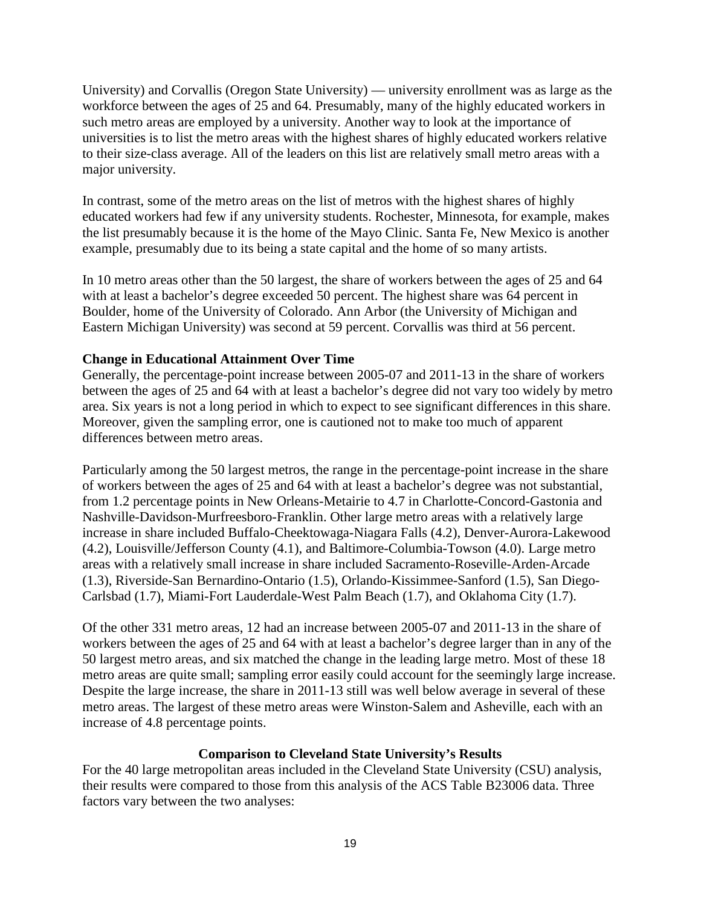University) and Corvallis (Oregon State University) — university enrollment was as large as the workforce between the ages of 25 and 64. Presumably, many of the highly educated workers in such metro areas are employed by a university. Another way to look at the importance of universities is to list the metro areas with the highest shares of highly educated workers relative to their size-class average. All of the leaders on this list are relatively small metro areas with a major university.

In contrast, some of the metro areas on the list of metros with the highest shares of highly educated workers had few if any university students. Rochester, Minnesota, for example, makes the list presumably because it is the home of the Mayo Clinic. Santa Fe, New Mexico is another example, presumably due to its being a state capital and the home of so many artists.

In 10 metro areas other than the 50 largest, the share of workers between the ages of 25 and 64 with at least a bachelor's degree exceeded 50 percent. The highest share was 64 percent in Boulder, home of the University of Colorado. Ann Arbor (the University of Michigan and Eastern Michigan University) was second at 59 percent. Corvallis was third at 56 percent.

**Change in Educational Attainment Over Time**

Generally, the percentage-point increase between 2005-07 and 2011-13 in the share of workers between the ages of 25 and 64 with at least a bachelor's degree did not vary too widely by metro area. Six years is not a long period in which to expect to see significant differences in this share. Moreover, given the sampling error, one is cautioned not to make too much of apparent differences between metro areas.

Particularly among the 50 largest metros, the range in the percentage-point increase in the share of workers between the ages of 25 and 64 with at least a bachelor's degree was not substantial, from 1.2 percentage points in New Orleans-Metairie to 4.7 in Charlotte-Concord-Gastonia and Nashville-Davidson-Murfreesboro-Franklin. Other large metro areas with a relatively large increase in share included Buffalo-Cheektowaga-Niagara Falls (4.2), Denver-Aurora-Lakewood (4.2), Louisville/Jefferson County (4.1), and Baltimore-Columbia-Towson (4.0). Large metro areas with a relatively small increase in share included Sacramento-Roseville-Arden-Arcade (1.3), Riverside-San Bernardino-Ontario (1.5), Orlando-Kissimmee-Sanford (1.5), San Diego-Carlsbad (1.7), Miami-Fort Lauderdale-West Palm Beach (1.7), and Oklahoma City (1.7).

Of the other 331 metro areas, 12 had an increase between 2005-07 and 2011-13 in the share of workers between the ages of 25 and 64 with at least a bachelor's degree larger than in any of the 50 largest metro areas, and six matched the change in the leading large metro. Most of these 18 metro areas are quite small; sampling error easily could account for the seemingly large increase. Despite the large increase, the share in 2011-13 still was well below average in several of these metro areas. The largest of these metro areas were Winston-Salem and Asheville, each with an increase of 4.8 percentage points.

## Comparison to Cleveland State University's Results

For the 40 large metropolitan areas included in the Cleveland State University (CSU) analysis, their results were compared to those from this analysis of the ACS Table B23006 data. Three factors vary between the two analyses: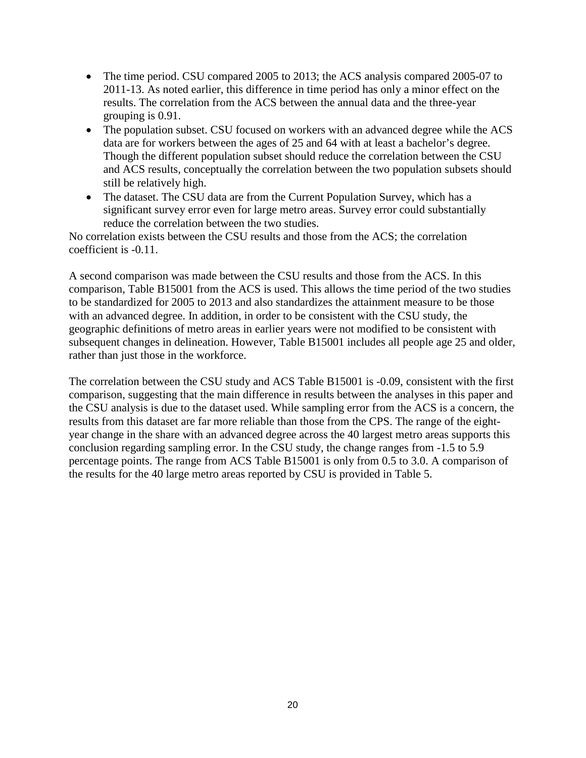- The time period. CSU compared 2005 to 2013; the ACS analysis compared 2005-07 to 2011-13. As noted earlier, this difference in time period has only a minor effect on the results. The correlation from the ACS between the annual data and the three-year grouping is 0.91.
- The population subset. CSU focused on workers with an advanced degree while the ACS data are for workers between the ages of 25 and 64 with at least a bachelor's degree. Though the different population subset should reduce the correlation between the CSU and ACS results, conceptually the correlation between the two population subsets should still be relatively high.
- The dataset. The CSU data are from the Current Population Survey, which has a significant survey error even for large metro areas. Survey error could substantially reduce the correlation between the two studies.

No correlation exists between the CSU results and those from the ACS; the correlation coefficient is -0.11.

A second comparison was made between the CSU results and those from the ACS. In this comparison, Table B15001 from the ACS is used. This allows the time period of the two studies to be standardized for 2005 to 2013 and also standardizes the attainment measure to be those with an advanced degree. In addition, in order to be consistent with the CSU study, the geographic definitions of metro areas in earlier years were not modified to be consistent with subsequent changes in delineation. However, Table B15001 includes all people age 25 and older, rather than just those in the workforce.

The correlation between the CSU study and ACS Table B15001 is -0.09, consistent with the first comparison, suggesting that the main difference in results between the analyses in this paper and the CSU analysis is due to the dataset used. While sampling error from the ACS is a concern, the results from this dataset are far more reliable than those from the CPS. The range of the eight-year change in the share with an advanced degree across the 40 largest metro areas supports this conclusion regarding sampling error. In the CSU study, the change ranges from -1.5 to 5.9 percentage points. The range from ACS Table B15001 is only from 0.5 to 3.0. A comparison of the results for the 40 large metro areas reported by CSU is provided in Table 5.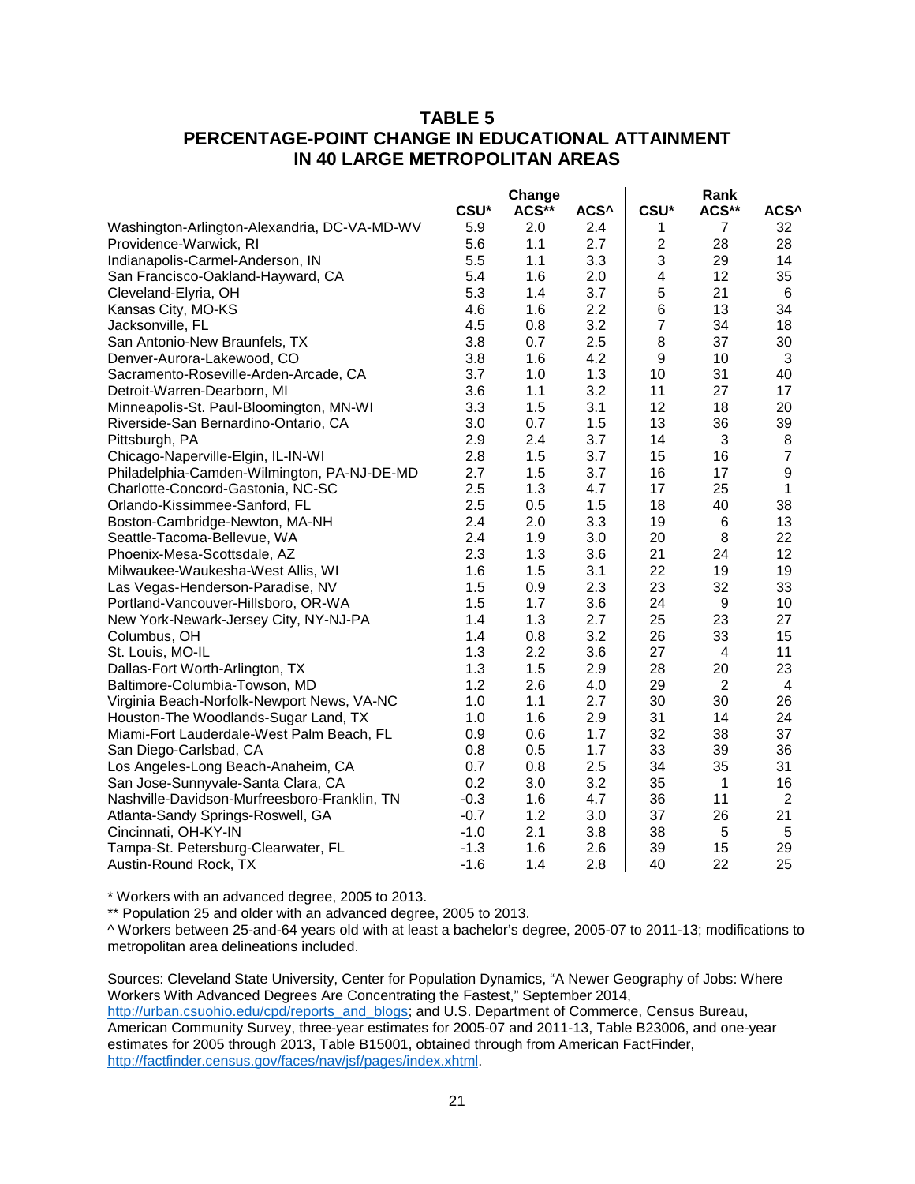### TABLE 5
### PERCENTAGE-POINT CHANGE IN EDUCATIONAL ATTAINMENT IN 40 LARGE METROPOLITAN AREAS

| | Change | | | Rank | | |
|---|---|---|---|---|---|---|
| | CSU* | ACS** | ACS^ | CSU* | ACS** | ACS^ |
| Washington-Arlington-Alexandria, DC-VA-MD-WV | 5.9 | 2.0 | 2.4 | 1 | 7 | 32 |
| Providence-Warwick, RI | 5.6 | 1.1 | 2.7 | 2 | 28 | 28 |
| Indianapolis-Carmel-Anderson, IN | 5.5 | 1.1 | 3.3 | 3 | 29 | 14 |
| San Francisco-Oakland-Hayward, CA | 5.4 | 1.6 | 2.0 | 4 | 12 | 35 |
| Cleveland-Elyria, OH | 5.3 | 1.4 | 3.7 | 5 | 21 | 6 |
| Kansas City, MO-KS | 4.6 | 1.6 | 2.2 | 6 | 13 | 34 |
| Jacksonville, FL | 4.5 | 0.8 | 3.2 | 7 | 34 | 18 |
| San Antonio-New Braunfels, TX | 3.8 | 0.7 | 2.5 | 8 | 37 | 30 |
| Denver-Aurora-Lakewood, CO | 3.8 | 1.6 | 4.2 | 9 | 10 | 3 |
| Sacramento-Roseville-Arden-Arcade, CA | 3.7 | 1.0 | 1.3 | 10 | 31 | 40 |
| Detroit-Warren-Dearborn, MI | 3.6 | 1.1 | 3.2 | 11 | 27 | 17 |
| Minneapolis-St. Paul-Bloomington, MN-WI | 3.3 | 1.5 | 3.1 | 12 | 18 | 20 |
| Riverside-San Bernardino-Ontario, CA | 3.0 | 0.7 | 1.5 | 13 | 36 | 39 |
| Pittsburgh, PA | 2.9 | 2.4 | 3.7 | 14 | 3 | 8 |
| Chicago-Naperville-Elgin, IL-IN-WI | 2.8 | 1.5 | 3.7 | 15 | 16 | 7 |
| Philadelphia-Camden-Wilmington, PA-NJ-DE-MD | 2.7 | 1.5 | 3.7 | 16 | 17 | 9 |
| Charlotte-Concord-Gastonia, NC-SC | 2.5 | 1.3 | 4.7 | 17 | 25 | 1 |
| Orlando-Kissimmee-Sanford, FL | 2.5 | 0.5 | 1.5 | 18 | 40 | 38 |
| Boston-Cambridge-Newton, MA-NH | 2.4 | 2.0 | 3.3 | 19 | 6 | 13 |
| Seattle-Tacoma-Bellevue, WA | 2.4 | 1.9 | 3.0 | 20 | 8 | 22 |
| Phoenix-Mesa-Scottsdale, AZ | 2.3 | 1.3 | 3.6 | 21 | 24 | 12 |
| Milwaukee-Waukesha-West Allis, WI | 1.6 | 1.5 | 3.1 | 22 | 19 | 19 |
| Las Vegas-Henderson-Paradise, NV | 1.5 | 0.9 | 2.3 | 23 | 32 | 33 |
| Portland-Vancouver-Hillsboro, OR-WA | 1.5 | 1.7 | 3.6 | 24 | 9 | 10 |
| New York-Newark-Jersey City, NY-NJ-PA | 1.4 | 1.3 | 2.7 | 25 | 23 | 27 |
| Columbus, OH | 1.4 | 0.8 | 3.2 | 26 | 33 | 15 |
| St. Louis, MO-IL | 1.3 | 2.2 | 3.6 | 27 | 4 | 11 |
| Dallas-Fort Worth-Arlington, TX | 1.3 | 1.5 | 2.9 | 28 | 20 | 23 |
| Baltimore-Columbia-Towson, MD | 1.2 | 2.6 | 4.0 | 29 | 2 | 4 |
| Virginia Beach-Norfolk-Newport News, VA-NC | 1.0 | 1.1 | 2.7 | 30 | 30 | 26 |
| Houston-The Woodlands-Sugar Land, TX | 1.0 | 1.6 | 2.9 | 31 | 14 | 24 |
| Miami-Fort Lauderdale-West Palm Beach, FL | 0.9 | 0.6 | 1.7 | 32 | 38 | 37 |
| San Diego-Carlsbad, CA | 0.8 | 0.5 | 1.7 | 33 | 39 | 36 |
| Los Angeles-Long Beach-Anaheim, CA | 0.7 | 0.8 | 2.5 | 34 | 35 | 31 |
| San Jose-Sunnyvale-Santa Clara, CA | 0.2 | 3.0 | 3.2 | 35 | 1 | 16 |
| Nashville-Davidson-Murfreesboro-Franklin, TN | -0.3 | 1.6 | 4.7 | 36 | 11 | 2 |
| Atlanta-Sandy Springs-Roswell, GA | -0.7 | 1.2 | 3.0 | 37 | 26 | 21 |
| Cincinnati, OH-KY-IN | -1.0 | 2.1 | 3.8 | 38 | 5 | 5 |
| Tampa-St. Petersburg-Clearwater, FL | -1.3 | 1.6 | 2.6 | 39 | 15 | 29 |
| Austin-Round Rock, TX | -1.6 | 1.4 | 2.8 | 40 | 22 | 25 |

\* Workers with an advanced degree, 2005 to 2013.

\*\* Population 25 and older with an advanced degree, 2005 to 2013.

^ Workers between 25-and-64 years old with at least a bachelor's degree, 2005-07 to 2011-13; modifications to metropolitan area delineations included.

Sources: Cleveland State University, Center for Population Dynamics, "A Newer Geography of Jobs: Where Workers With Advanced Degrees Are Concentrating the Fastest," September 2014, http://urban.csuohio.edu/cpd/reports_and_blogs; and U.S. Department of Commerce, Census Bureau, American Community Survey, three-year estimates for 2005-07 and 2011-13, Table B23006, and one-year estimates for 2005 through 2013, Table B15001, obtained through from American FactFinder, http://factfinder.census.gov/faces/nav/jsf/pages/index.xhtml.